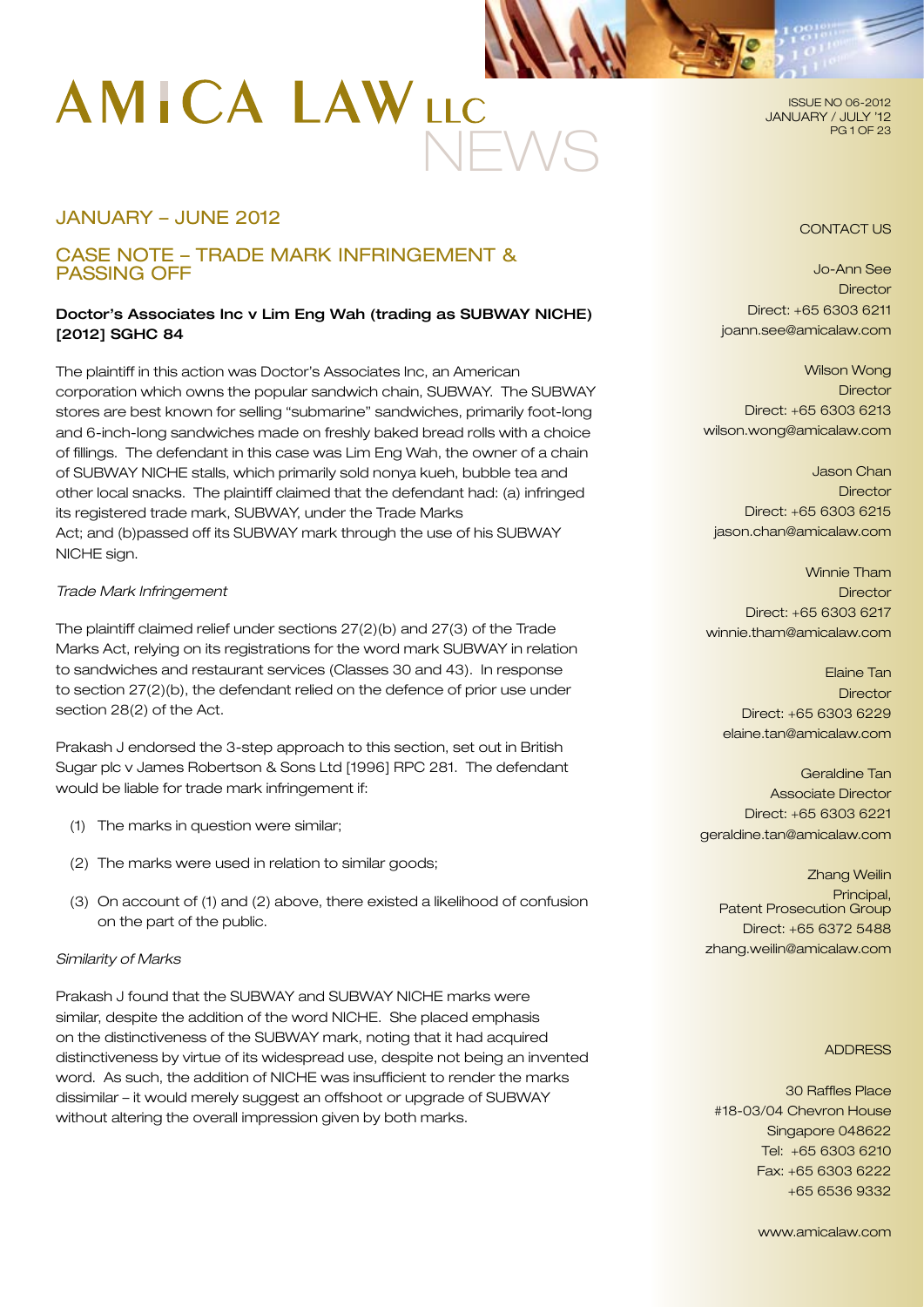# AMICA LAW LLC NEWS

## JANUARY – JUNE 2012

## CASE NOTE – TRADE MARK INFRINGEMENT & PASSING OFF

**Doctor's Associates Inc v Lim Eng Wah (trading as SUBWAY NICHE) [2012] SGHC 84**

The plaintiff in this action was Doctor's Associates Inc, an American corporation which owns the popular sandwich chain, SUBWAY. The SUBWAY stores are best known for selling "submarine" sandwiches, primarily foot-long and 6-inch-long sandwiches made on freshly baked bread rolls with a choice of fillings. The defendant in this case was Lim Eng Wah, the owner of a chain of SUBWAY NICHE stalls, which primarily sold nonya kueh, bubble tea and other local snacks. The plaintiff claimed that the defendant had: (a) infringed its registered trade mark, SUBWAY, under the Trade Marks Act; and (b)passed off its SUBWAY mark through the use of his SUBWAY NICHE sign.

*Trade Mark Infringement*

The plaintiff claimed relief under sections 27(2)(b) and 27(3) of the Trade Marks Act, relying on its registrations for the word mark SUBWAY in relation to sandwiches and restaurant services (Classes 30 and 43). In response to section 27(2)(b), the defendant relied on the defence of prior use under section 28(2) of the Act.

Prakash J endorsed the 3-step approach to this section, set out in British Sugar plc v James Robertson & Sons Ltd [1996] RPC 281. The defendant would be liable for trade mark infringement if:

(1) The marks in question were similar;

(2) The marks were used in relation to similar goods;

(3) On account of (1) and (2) above, there existed a likelihood of confusion on the part of the public.

*Similarity of Marks*

Prakash J found that the SUBWAY and SUBWAY NICHE marks were similar, despite the addition of the word NICHE. She placed emphasis on the distinctiveness of the SUBWAY mark, noting that it had acquired distinctiveness by virtue of its widespread use, despite not being an invented word. As such, the addition of NICHE was insufficient to render the marks dissimilar – it would merely suggest an offshoot or upgrade of SUBWAY without altering the overall impression given by both marks.

CONTACT US

Jo-Ann See
Director
Direct: +65 6303 6211
joann.see@amicalaw.com

Wilson Wong
Director
Direct: +65 6303 6213
wilson.wong@amicalaw.com

Jason Chan
Director
Direct: +65 6303 6215
jason.chan@amicalaw.com

Winnie Tham
Director
Direct: +65 6303 6217
winnie.tham@amicalaw.com

Elaine Tan
Director
Direct: +65 6303 6229
elaine.tan@amicalaw.com

Geraldine Tan
Associate Director
Direct: +65 6303 6221
geraldine.tan@amicalaw.com

Zhang Weilin
Principal,
Patent Prosecution Group
Direct: +65 6372 5488
zhang.weilin@amicalaw.com

ADDRESS

30 Raffles Place
#18-03/04 Chevron House
Singapore 048622
Tel: +65 6303 6210
Fax: +65 6303 6222
+65 6536 9332

www.amicalaw.com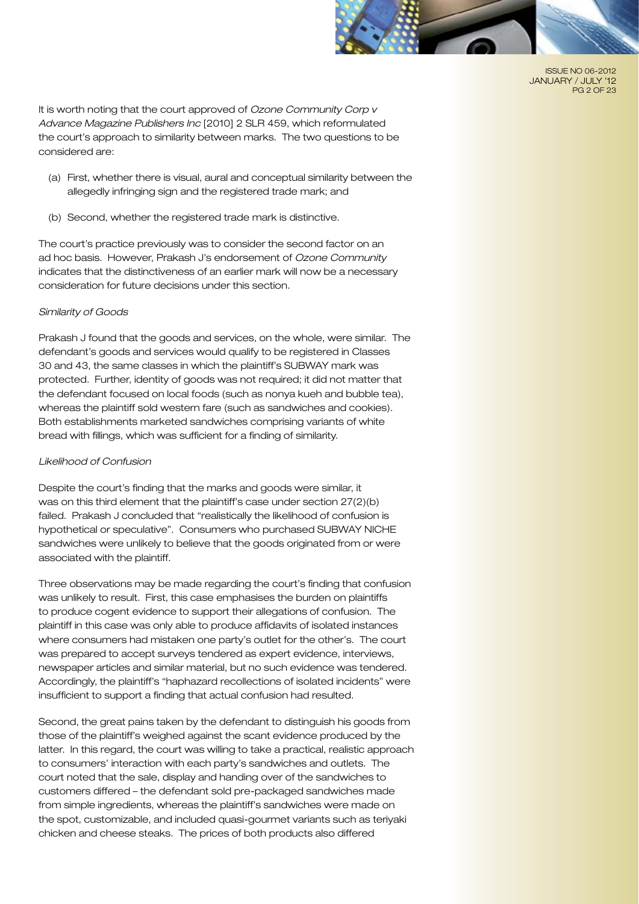It is worth noting that the court approved of *Ozone Community Corp v Advance Magazine Publishers Inc* [2010] 2 SLR 459, which reformulated the court's approach to similarity between marks. The two questions to be considered are:

(a) First, whether there is visual, aural and conceptual similarity between the allegedly infringing sign and the registered trade mark; and

(b) Second, whether the registered trade mark is distinctive.

The court's practice previously was to consider the second factor on an ad hoc basis. However, Prakash J's endorsement of *Ozone Community* indicates that the distinctiveness of an earlier mark will now be a necessary consideration for future decisions under this section.

*Similarity of Goods*

Prakash J found that the goods and services, on the whole, were similar. The defendant's goods and services would qualify to be registered in Classes 30 and 43, the same classes in which the plaintiff's SUBWAY mark was protected. Further, identity of goods was not required; it did not matter that the defendant focused on local foods (such as nonya kueh and bubble tea), whereas the plaintiff sold western fare (such as sandwiches and cookies). Both establishments marketed sandwiches comprising variants of white bread with fillings, which was sufficient for a finding of similarity.

*Likelihood of Confusion*

Despite the court's finding that the marks and goods were similar, it was on this third element that the plaintiff's case under section 27(2)(b) failed. Prakash J concluded that "realistically the likelihood of confusion is hypothetical or speculative". Consumers who purchased SUBWAY NICHE sandwiches were unlikely to believe that the goods originated from or were associated with the plaintiff.

Three observations may be made regarding the court's finding that confusion was unlikely to result. First, this case emphasises the burden on plaintiffs to produce cogent evidence to support their allegations of confusion. The plaintiff in this case was only able to produce affidavits of isolated instances where consumers had mistaken one party's outlet for the other's. The court was prepared to accept surveys tendered as expert evidence, interviews, newspaper articles and similar material, but no such evidence was tendered. Accordingly, the plaintiff's "haphazard recollections of isolated incidents" were insufficient to support a finding that actual confusion had resulted.

Second, the great pains taken by the defendant to distinguish his goods from those of the plaintiff's weighed against the scant evidence produced by the latter. In this regard, the court was willing to take a practical, realistic approach to consumers' interaction with each party's sandwiches and outlets. The court noted that the sale, display and handing over of the sandwiches to customers differed – the defendant sold pre-packaged sandwiches made from simple ingredients, whereas the plaintiff's sandwiches were made on the spot, customizable, and included quasi-gourmet variants such as teriyaki chicken and cheese steaks. The prices of both products also differed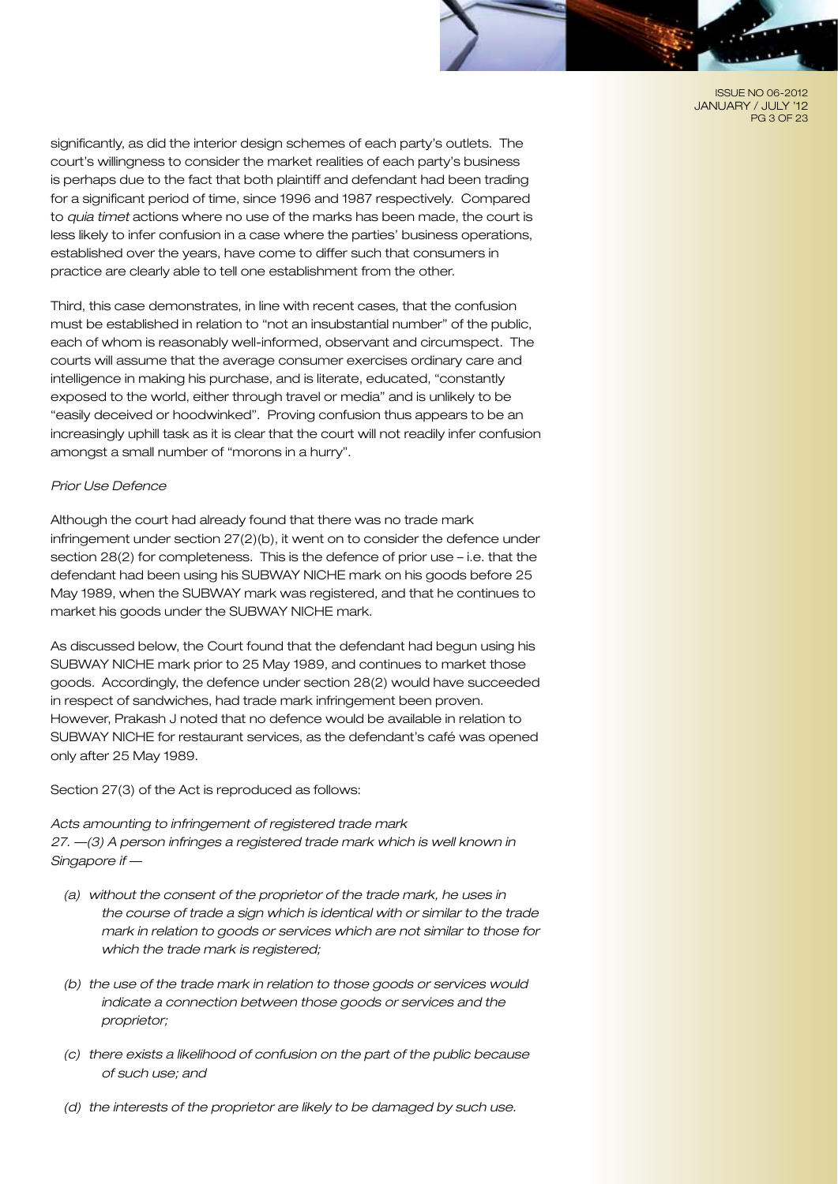significantly, as did the interior design schemes of each party's outlets. The court's willingness to consider the market realities of each party's business is perhaps due to the fact that both plaintiff and defendant had been trading for a significant period of time, since 1996 and 1987 respectively. Compared to *quia timet* actions where no use of the marks has been made, the court is less likely to infer confusion in a case where the parties' business operations, established over the years, have come to differ such that consumers in practice are clearly able to tell one establishment from the other.

Third, this case demonstrates, in line with recent cases, that the confusion must be established in relation to "not an insubstantial number" of the public, each of whom is reasonably well-informed, observant and circumspect. The courts will assume that the average consumer exercises ordinary care and intelligence in making his purchase, and is literate, educated, "constantly exposed to the world, either through travel or media" and is unlikely to be "easily deceived or hoodwinked". Proving confusion thus appears to be an increasingly uphill task as it is clear that the court will not readily infer confusion amongst a small number of "morons in a hurry".

*Prior Use Defence*

Although the court had already found that there was no trade mark infringement under section 27(2)(b), it went on to consider the defence under section 28(2) for completeness. This is the defence of prior use – i.e. that the defendant had been using his SUBWAY NICHE mark on his goods before 25 May 1989, when the SUBWAY mark was registered, and that he continues to market his goods under the SUBWAY NICHE mark.

As discussed below, the Court found that the defendant had begun using his SUBWAY NICHE mark prior to 25 May 1989, and continues to market those goods. Accordingly, the defence under section 28(2) would have succeeded in respect of sandwiches, had trade mark infringement been proven. However, Prakash J noted that no defence would be available in relation to SUBWAY NICHE for restaurant services, as the defendant's café was opened only after 25 May 1989.

Section 27(3) of the Act is reproduced as follows:

*Acts amounting to infringement of registered trade mark*
*27. —(3) A person infringes a registered trade mark which is well known in Singapore if —*

- *(a) without the consent of the proprietor of the trade mark, he uses in the course of trade a sign which is identical with or similar to the trade mark in relation to goods or services which are not similar to those for which the trade mark is registered;*
- *(b) the use of the trade mark in relation to those goods or services would indicate a connection between those goods or services and the proprietor;*
- *(c) there exists a likelihood of confusion on the part of the public because of such use; and*
- *(d) the interests of the proprietor are likely to be damaged by such use.*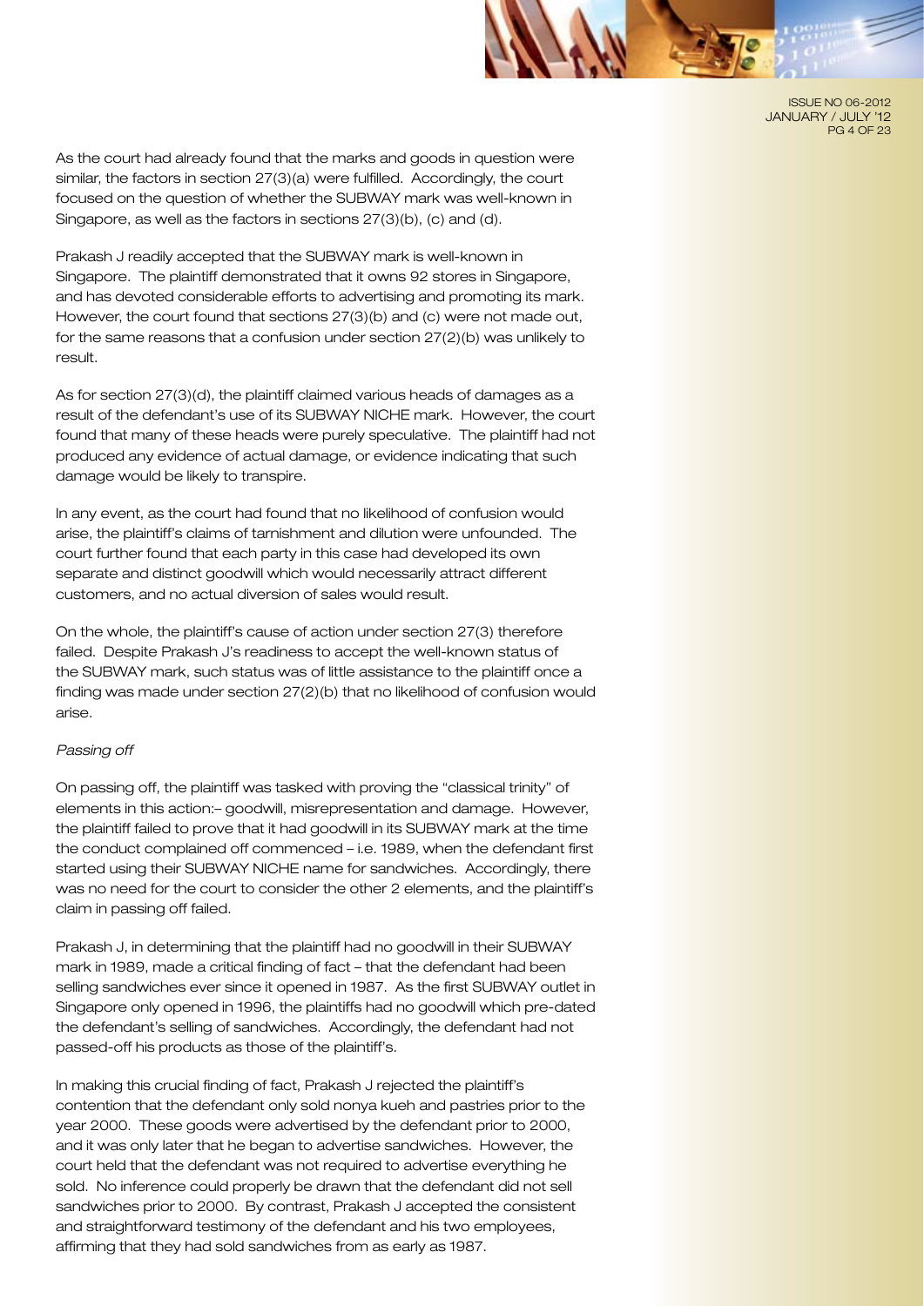As the court had already found that the marks and goods in question were similar, the factors in section 27(3)(a) were fulfilled. Accordingly, the court focused on the question of whether the SUBWAY mark was well-known in Singapore, as well as the factors in sections 27(3)(b), (c) and (d).

Prakash J readily accepted that the SUBWAY mark is well-known in Singapore. The plaintiff demonstrated that it owns 92 stores in Singapore, and has devoted considerable efforts to advertising and promoting its mark. However, the court found that sections 27(3)(b) and (c) were not made out, for the same reasons that a confusion under section 27(2)(b) was unlikely to result.

As for section 27(3)(d), the plaintiff claimed various heads of damages as a result of the defendant's use of its SUBWAY NICHE mark. However, the court found that many of these heads were purely speculative. The plaintiff had not produced any evidence of actual damage, or evidence indicating that such damage would be likely to transpire.

In any event, as the court had found that no likelihood of confusion would arise, the plaintiff's claims of tarnishment and dilution were unfounded. The court further found that each party in this case had developed its own separate and distinct goodwill which would necessarily attract different customers, and no actual diversion of sales would result.

On the whole, the plaintiff's cause of action under section 27(3) therefore failed. Despite Prakash J's readiness to accept the well-known status of the SUBWAY mark, such status was of little assistance to the plaintiff once a finding was made under section 27(2)(b) that no likelihood of confusion would arise.

*Passing off*

On passing off, the plaintiff was tasked with proving the "classical trinity" of elements in this action:– goodwill, misrepresentation and damage. However, the plaintiff failed to prove that it had goodwill in its SUBWAY mark at the time the conduct complained off commenced – i.e. 1989, when the defendant first started using their SUBWAY NICHE name for sandwiches. Accordingly, there was no need for the court to consider the other 2 elements, and the plaintiff's claim in passing off failed.

Prakash J, in determining that the plaintiff had no goodwill in their SUBWAY mark in 1989, made a critical finding of fact – that the defendant had been selling sandwiches ever since it opened in 1987. As the first SUBWAY outlet in Singapore only opened in 1996, the plaintiffs had no goodwill which pre-dated the defendant's selling of sandwiches. Accordingly, the defendant had not passed-off his products as those of the plaintiff's.

In making this crucial finding of fact, Prakash J rejected the plaintiff's contention that the defendant only sold nonya kueh and pastries prior to the year 2000. These goods were advertised by the defendant prior to 2000, and it was only later that he began to advertise sandwiches. However, the court held that the defendant was not required to advertise everything he sold. No inference could properly be drawn that the defendant did not sell sandwiches prior to 2000. By contrast, Prakash J accepted the consistent and straightforward testimony of the defendant and his two employees, affirming that they had sold sandwiches from as early as 1987.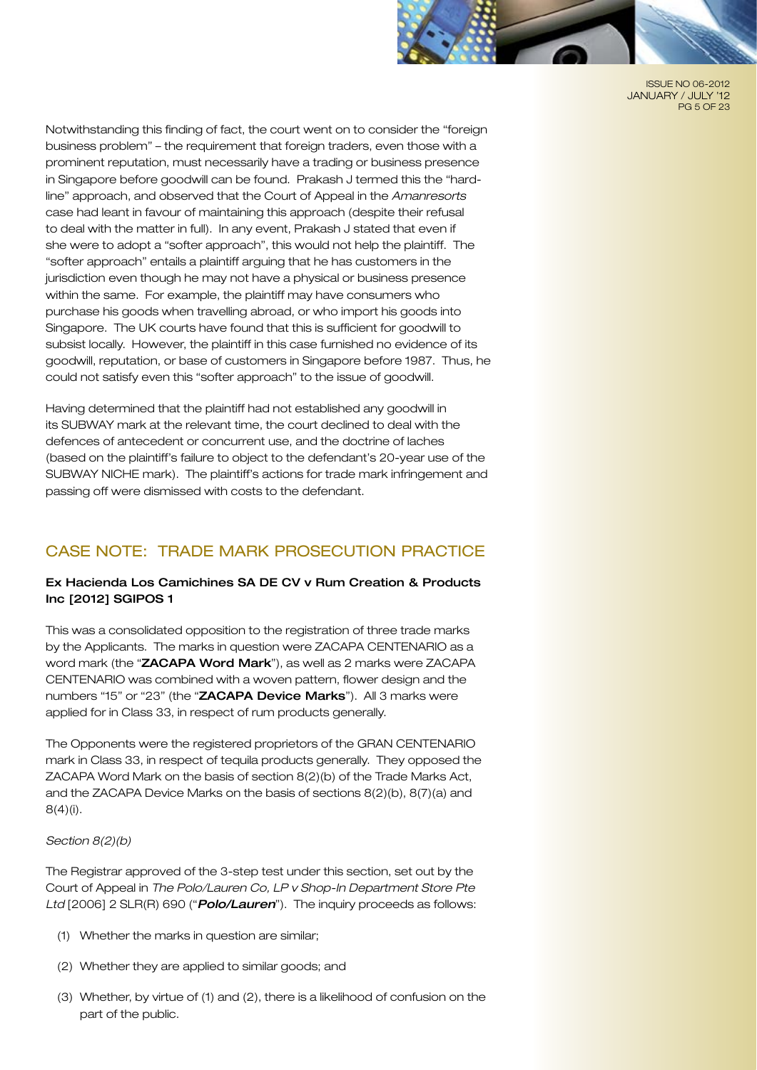Notwithstanding this finding of fact, the court went on to consider the "foreign business problem" – the requirement that foreign traders, even those with a prominent reputation, must necessarily have a trading or business presence in Singapore before goodwill can be found. Prakash J termed this the "hard-line" approach, and observed that the Court of Appeal in the *Amanresorts* case had leant in favour of maintaining this approach (despite their refusal to deal with the matter in full). In any event, Prakash J stated that even if she were to adopt a "softer approach", this would not help the plaintiff. The "softer approach" entails a plaintiff arguing that he has customers in the jurisdiction even though he may not have a physical or business presence within the same. For example, the plaintiff may have consumers who purchase his goods when travelling abroad, or who import his goods into Singapore. The UK courts have found that this is sufficient for goodwill to subsist locally. However, the plaintiff in this case furnished no evidence of its goodwill, reputation, or base of customers in Singapore before 1987. Thus, he could not satisfy even this "softer approach" to the issue of goodwill.

Having determined that the plaintiff had not established any goodwill in its SUBWAY mark at the relevant time, the court declined to deal with the defences of antecedent or concurrent use, and the doctrine of laches (based on the plaintiff's failure to object to the defendant's 20-year use of the SUBWAY NICHE mark). The plaintiff's actions for trade mark infringement and passing off were dismissed with costs to the defendant.

## CASE NOTE: TRADE MARK PROSECUTION PRACTICE

### Ex Hacienda Los Camichines SA DE CV v Rum Creation & Products Inc [2012] SGIPOS 1

This was a consolidated opposition to the registration of three trade marks by the Applicants. The marks in question were ZACAPA CENTENARIO as a word mark (the "**ZACAPA Word Mark**"), as well as 2 marks were ZACAPA CENTENARIO was combined with a woven pattern, flower design and the numbers "15" or "23" (the "**ZACAPA Device Marks**"). All 3 marks were applied for in Class 33, in respect of rum products generally.

The Opponents were the registered proprietors of the GRAN CENTENARIO mark in Class 33, in respect of tequila products generally. They opposed the ZACAPA Word Mark on the basis of section 8(2)(b) of the Trade Marks Act, and the ZACAPA Device Marks on the basis of sections 8(2)(b), 8(7)(a) and 8(4)(i).

*Section 8(2)(b)*

The Registrar approved of the 3-step test under this section, set out by the Court of Appeal in *The Polo/Lauren Co, LP v Shop-In Department Store Pte Ltd* [2006] 2 SLR(R) 690 ("***Polo/Lauren***"). The inquiry proceeds as follows:

(1) Whether the marks in question are similar;

(2) Whether they are applied to similar goods; and

(3) Whether, by virtue of (1) and (2), there is a likelihood of confusion on the part of the public.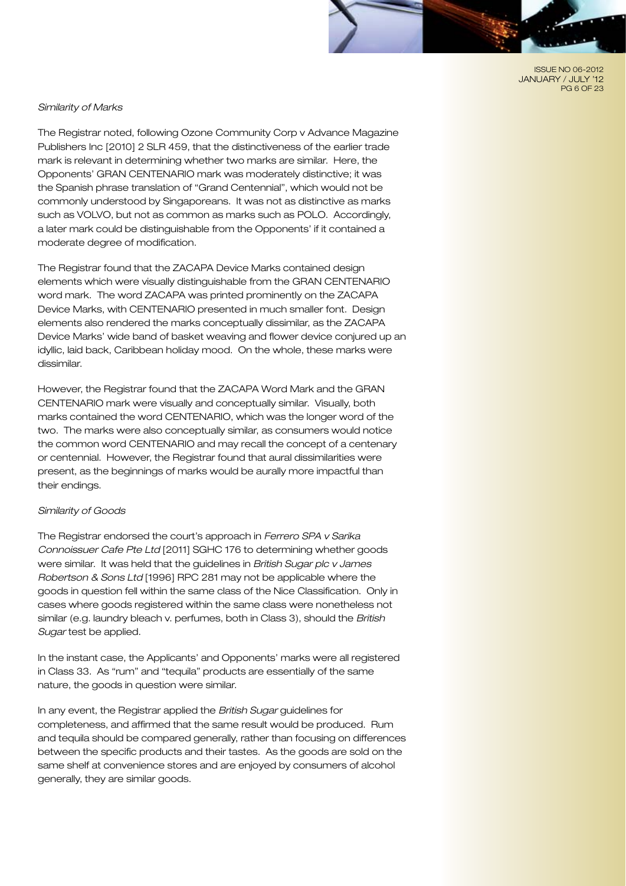*Similarity of Marks*

The Registrar noted, following Ozone Community Corp v Advance Magazine Publishers Inc [2010] 2 SLR 459, that the distinctiveness of the earlier trade mark is relevant in determining whether two marks are similar. Here, the Opponents' GRAN CENTENARIO mark was moderately distinctive; it was the Spanish phrase translation of "Grand Centennial", which would not be commonly understood by Singaporeans. It was not as distinctive as marks such as VOLVO, but not as common as marks such as POLO. Accordingly, a later mark could be distinguishable from the Opponents' if it contained a moderate degree of modification.

The Registrar found that the ZACAPA Device Marks contained design elements which were visually distinguishable from the GRAN CENTENARIO word mark. The word ZACAPA was printed prominently on the ZACAPA Device Marks, with CENTENARIO presented in much smaller font. Design elements also rendered the marks conceptually dissimilar, as the ZACAPA Device Marks' wide band of basket weaving and flower device conjured up an idyllic, laid back, Caribbean holiday mood. On the whole, these marks were dissimilar.

However, the Registrar found that the ZACAPA Word Mark and the GRAN CENTENARIO mark were visually and conceptually similar. Visually, both marks contained the word CENTENARIO, which was the longer word of the two. The marks were also conceptually similar, as consumers would notice the common word CENTENARIO and may recall the concept of a centenary or centennial. However, the Registrar found that aural dissimilarities were present, as the beginnings of marks would be aurally more impactful than their endings.

*Similarity of Goods*

The Registrar endorsed the court's approach in *Ferrero SPA v Sarika Connoissuer Cafe Pte Ltd* [2011] SGHC 176 to determining whether goods were similar. It was held that the guidelines in *British Sugar plc v James Robertson & Sons Ltd* [1996] RPC 281 may not be applicable where the goods in question fell within the same class of the Nice Classification. Only in cases where goods registered within the same class were nonetheless not similar (e.g. laundry bleach v. perfumes, both in Class 3), should the *British Sugar* test be applied.

In the instant case, the Applicants' and Opponents' marks were all registered in Class 33. As "rum" and "tequila" products are essentially of the same nature, the goods in question were similar.

In any event, the Registrar applied the *British Sugar* guidelines for completeness, and affirmed that the same result would be produced. Rum and tequila should be compared generally, rather than focusing on differences between the specific products and their tastes. As the goods are sold on the same shelf at convenience stores and are enjoyed by consumers of alcohol generally, they are similar goods.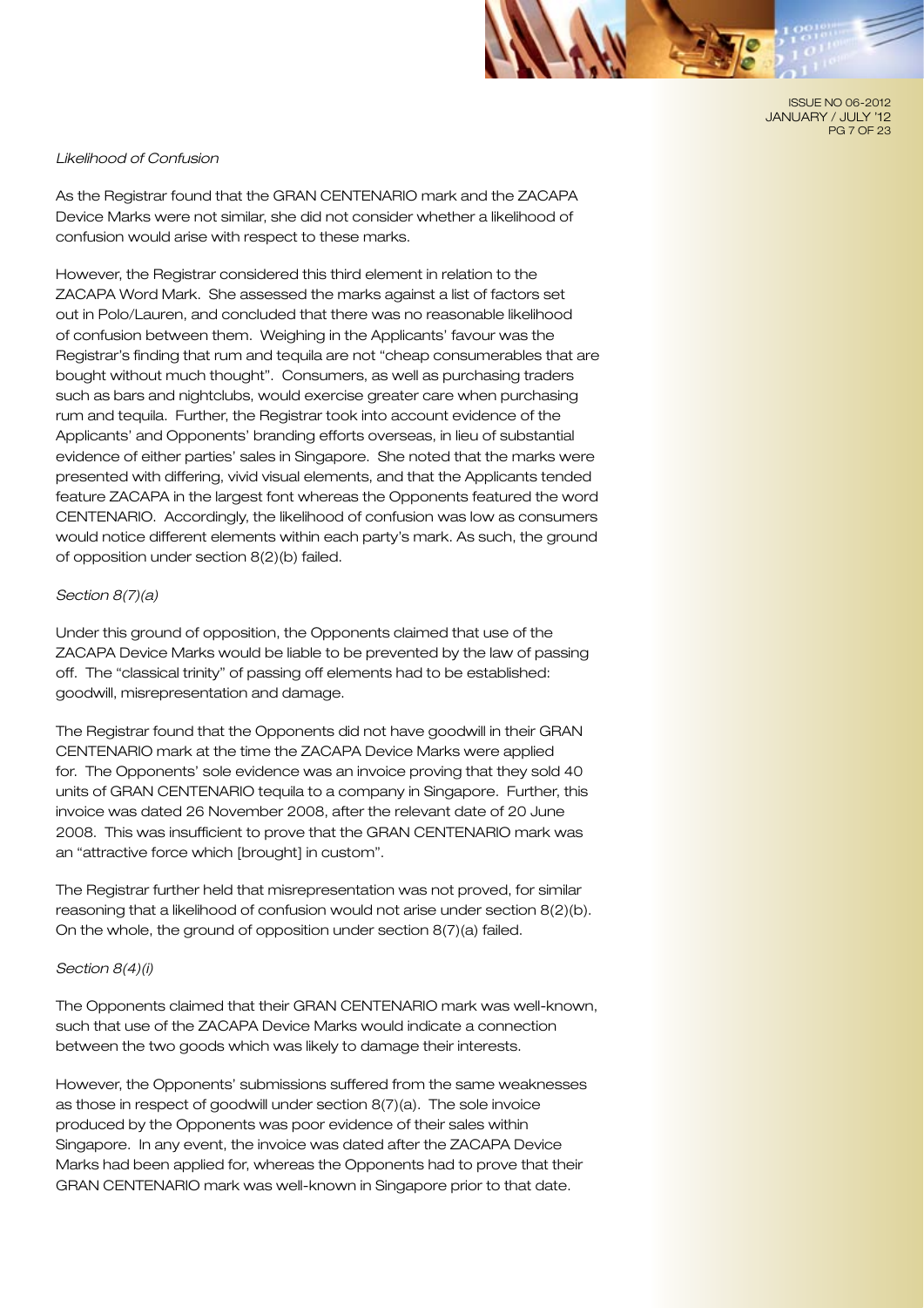*Likelihood of Confusion*

As the Registrar found that the GRAN CENTENARIO mark and the ZACAPA Device Marks were not similar, she did not consider whether a likelihood of confusion would arise with respect to these marks.

However, the Registrar considered this third element in relation to the ZACAPA Word Mark. She assessed the marks against a list of factors set out in Polo/Lauren, and concluded that there was no reasonable likelihood of confusion between them. Weighing in the Applicants' favour was the Registrar's finding that rum and tequila are not "cheap consumerables that are bought without much thought". Consumers, as well as purchasing traders such as bars and nightclubs, would exercise greater care when purchasing rum and tequila. Further, the Registrar took into account evidence of the Applicants' and Opponents' branding efforts overseas, in lieu of substantial evidence of either parties' sales in Singapore. She noted that the marks were presented with differing, vivid visual elements, and that the Applicants tended feature ZACAPA in the largest font whereas the Opponents featured the word CENTENARIO. Accordingly, the likelihood of confusion was low as consumers would notice different elements within each party's mark. As such, the ground of opposition under section 8(2)(b) failed.

*Section 8(7)(a)*

Under this ground of opposition, the Opponents claimed that use of the ZACAPA Device Marks would be liable to be prevented by the law of passing off. The "classical trinity" of passing off elements had to be established: goodwill, misrepresentation and damage.

The Registrar found that the Opponents did not have goodwill in their GRAN CENTENARIO mark at the time the ZACAPA Device Marks were applied for. The Opponents' sole evidence was an invoice proving that they sold 40 units of GRAN CENTENARIO tequila to a company in Singapore. Further, this invoice was dated 26 November 2008, after the relevant date of 20 June 2008. This was insufficient to prove that the GRAN CENTENARIO mark was an "attractive force which [brought] in custom".

The Registrar further held that misrepresentation was not proved, for similar reasoning that a likelihood of confusion would not arise under section 8(2)(b). On the whole, the ground of opposition under section 8(7)(a) failed.

*Section 8(4)(i)*

The Opponents claimed that their GRAN CENTENARIO mark was well-known, such that use of the ZACAPA Device Marks would indicate a connection between the two goods which was likely to damage their interests.

However, the Opponents' submissions suffered from the same weaknesses as those in respect of goodwill under section 8(7)(a). The sole invoice produced by the Opponents was poor evidence of their sales within Singapore. In any event, the invoice was dated after the ZACAPA Device Marks had been applied for, whereas the Opponents had to prove that their GRAN CENTENARIO mark was well-known in Singapore prior to that date.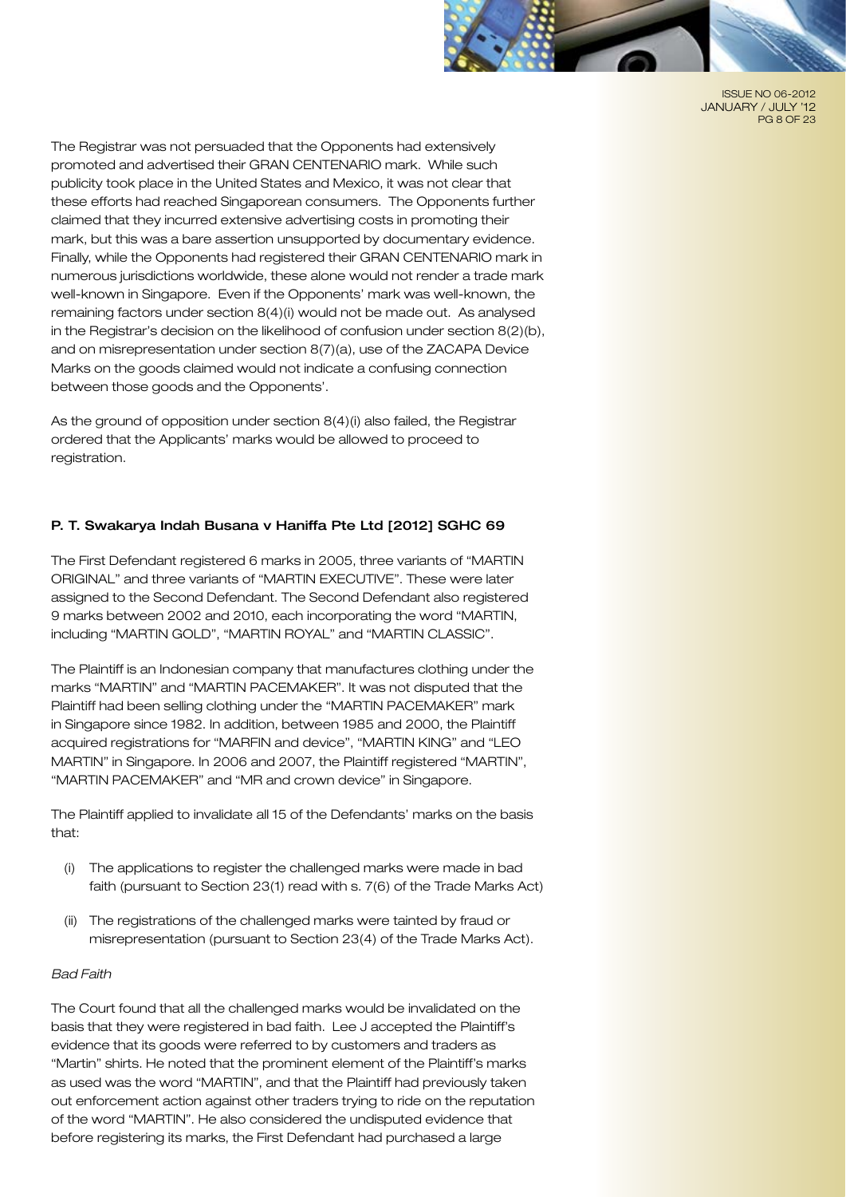The Registrar was not persuaded that the Opponents had extensively promoted and advertised their GRAN CENTENARIO mark. While such publicity took place in the United States and Mexico, it was not clear that these efforts had reached Singaporean consumers. The Opponents further claimed that they incurred extensive advertising costs in promoting their mark, but this was a bare assertion unsupported by documentary evidence. Finally, while the Opponents had registered their GRAN CENTENARIO mark in numerous jurisdictions worldwide, these alone would not render a trade mark well-known in Singapore. Even if the Opponents' mark was well-known, the remaining factors under section 8(4)(i) would not be made out. As analysed in the Registrar's decision on the likelihood of confusion under section 8(2)(b), and on misrepresentation under section 8(7)(a), use of the ZACAPA Device Marks on the goods claimed would not indicate a confusing connection between those goods and the Opponents'.

As the ground of opposition under section 8(4)(i) also failed, the Registrar ordered that the Applicants' marks would be allowed to proceed to registration.

## P. T. Swakarya Indah Busana v Haniffa Pte Ltd [2012] SGHC 69

The First Defendant registered 6 marks in 2005, three variants of "MARTIN ORIGINAL" and three variants of "MARTIN EXECUTIVE". These were later assigned to the Second Defendant. The Second Defendant also registered 9 marks between 2002 and 2010, each incorporating the word "MARTIN, including "MARTIN GOLD", "MARTIN ROYAL" and "MARTIN CLASSIC".

The Plaintiff is an Indonesian company that manufactures clothing under the marks "MARTIN" and "MARTIN PACEMAKER". It was not disputed that the Plaintiff had been selling clothing under the "MARTIN PACEMAKER" mark in Singapore since 1982. In addition, between 1985 and 2000, the Plaintiff acquired registrations for "MARFIN and device", "MARTIN KING" and "LEO MARTIN" in Singapore. In 2006 and 2007, the Plaintiff registered "MARTIN", "MARTIN PACEMAKER" and "MR and crown device" in Singapore.

The Plaintiff applied to invalidate all 15 of the Defendants' marks on the basis that:

(i) The applications to register the challenged marks were made in bad faith (pursuant to Section 23(1) read with s. 7(6) of the Trade Marks Act)

(ii) The registrations of the challenged marks were tainted by fraud or misrepresentation (pursuant to Section 23(4) of the Trade Marks Act).

*Bad Faith*

The Court found that all the challenged marks would be invalidated on the basis that they were registered in bad faith. Lee J accepted the Plaintiff's evidence that its goods were referred to by customers and traders as "Martin" shirts. He noted that the prominent element of the Plaintiff's marks as used was the word "MARTIN", and that the Plaintiff had previously taken out enforcement action against other traders trying to ride on the reputation of the word "MARTIN". He also considered the undisputed evidence that before registering its marks, the First Defendant had purchased a large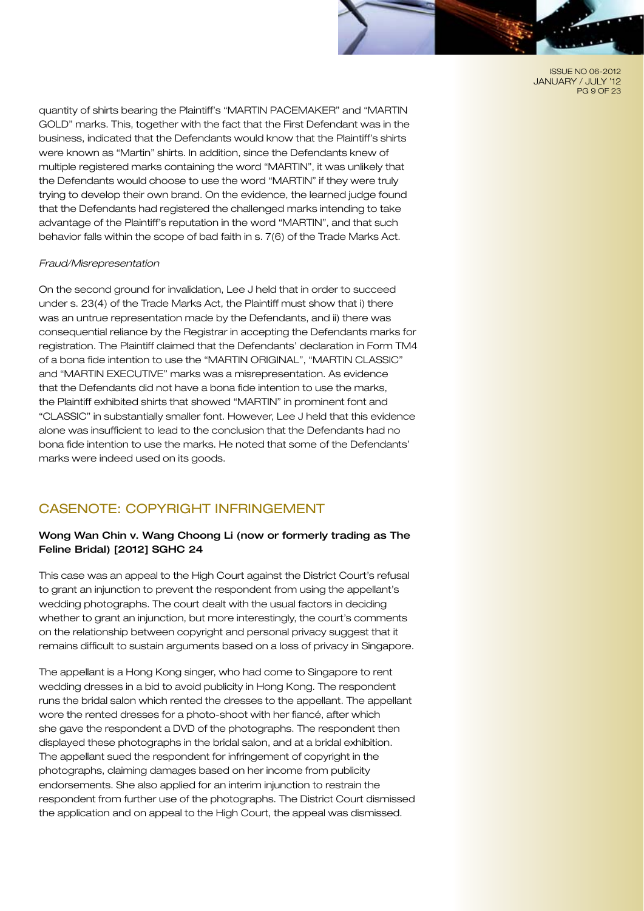quantity of shirts bearing the Plaintiff's "MARTIN PACEMAKER" and "MARTIN GOLD" marks. This, together with the fact that the First Defendant was in the business, indicated that the Defendants would know that the Plaintiff's shirts were known as "Martin" shirts. In addition, since the Defendants knew of multiple registered marks containing the word "MARTIN", it was unlikely that the Defendants would choose to use the word "MARTIN" if they were truly trying to develop their own brand. On the evidence, the learned judge found that the Defendants had registered the challenged marks intending to take advantage of the Plaintiff's reputation in the word "MARTIN", and that such behavior falls within the scope of bad faith in s. 7(6) of the Trade Marks Act.

*Fraud/Misrepresentation*

On the second ground for invalidation, Lee J held that in order to succeed under s. 23(4) of the Trade Marks Act, the Plaintiff must show that i) there was an untrue representation made by the Defendants, and ii) there was consequential reliance by the Registrar in accepting the Defendants marks for registration. The Plaintiff claimed that the Defendants' declaration in Form TM4 of a bona fide intention to use the "MARTIN ORIGINAL", "MARTIN CLASSIC" and "MARTIN EXECUTIVE" marks was a misrepresentation. As evidence that the Defendants did not have a bona fide intention to use the marks, the Plaintiff exhibited shirts that showed "MARTIN" in prominent font and "CLASSIC" in substantially smaller font. However, Lee J held that this evidence alone was insufficient to lead to the conclusion that the Defendants had no bona fide intention to use the marks. He noted that some of the Defendants' marks were indeed used on its goods.

## CASENOTE: COPYRIGHT INFRINGEMENT

**Wong Wan Chin v. Wang Choong Li (now or formerly trading as The Feline Bridal) [2012] SGHC 24**

This case was an appeal to the High Court against the District Court's refusal to grant an injunction to prevent the respondent from using the appellant's wedding photographs. The court dealt with the usual factors in deciding whether to grant an injunction, but more interestingly, the court's comments on the relationship between copyright and personal privacy suggest that it remains difficult to sustain arguments based on a loss of privacy in Singapore.

The appellant is a Hong Kong singer, who had come to Singapore to rent wedding dresses in a bid to avoid publicity in Hong Kong. The respondent runs the bridal salon which rented the dresses to the appellant. The appellant wore the rented dresses for a photo-shoot with her fiancé, after which she gave the respondent a DVD of the photographs. The respondent then displayed these photographs in the bridal salon, and at a bridal exhibition. The appellant sued the respondent for infringement of copyright in the photographs, claiming damages based on her income from publicity endorsements. She also applied for an interim injunction to restrain the respondent from further use of the photographs. The District Court dismissed the application and on appeal to the High Court, the appeal was dismissed.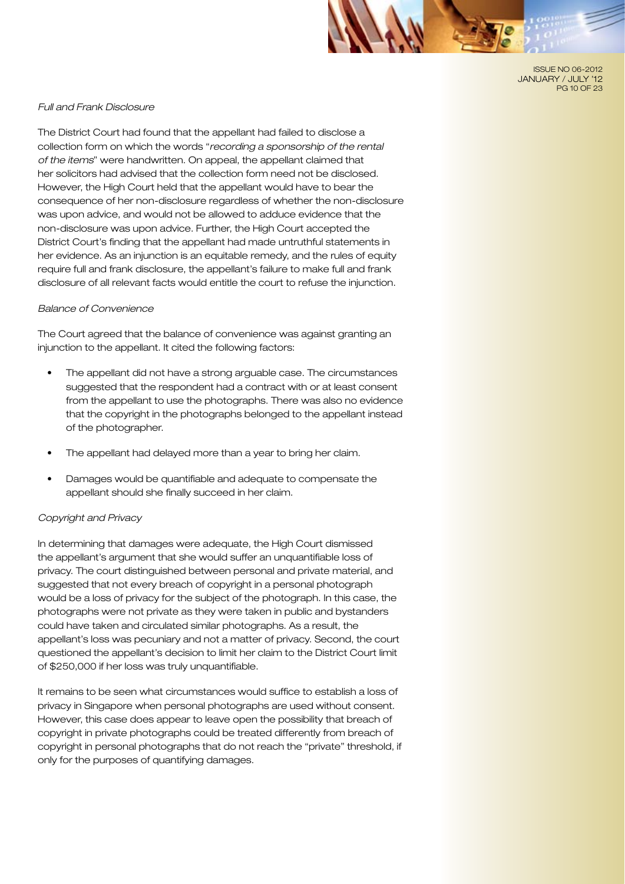*Full and Frank Disclosure*

The District Court had found that the appellant had failed to disclose a collection form on which the words "*recording a sponsorship of the rental of the items*" were handwritten. On appeal, the appellant claimed that her solicitors had advised that the collection form need not be disclosed. However, the High Court held that the appellant would have to bear the consequence of her non-disclosure regardless of whether the non-disclosure was upon advice, and would not be allowed to adduce evidence that the non-disclosure was upon advice. Further, the High Court accepted the District Court's finding that the appellant had made untruthful statements in her evidence. As an injunction is an equitable remedy, and the rules of equity require full and frank disclosure, the appellant's failure to make full and frank disclosure of all relevant facts would entitle the court to refuse the injunction.

*Balance of Convenience*

The Court agreed that the balance of convenience was against granting an injunction to the appellant. It cited the following factors:

- The appellant did not have a strong arguable case. The circumstances suggested that the respondent had a contract with or at least consent from the appellant to use the photographs. There was also no evidence that the copyright in the photographs belonged to the appellant instead of the photographer.
- The appellant had delayed more than a year to bring her claim.
- Damages would be quantifiable and adequate to compensate the appellant should she finally succeed in her claim.

*Copyright and Privacy*

In determining that damages were adequate, the High Court dismissed the appellant's argument that she would suffer an unquantifiable loss of privacy. The court distinguished between personal and private material, and suggested that not every breach of copyright in a personal photograph would be a loss of privacy for the subject of the photograph. In this case, the photographs were not private as they were taken in public and bystanders could have taken and circulated similar photographs. As a result, the appellant's loss was pecuniary and not a matter of privacy. Second, the court questioned the appellant's decision to limit her claim to the District Court limit of $250,000 if her loss was truly unquantifiable.

It remains to be seen what circumstances would suffice to establish a loss of privacy in Singapore when personal photographs are used without consent. However, this case does appear to leave open the possibility that breach of copyright in private photographs could be treated differently from breach of copyright in personal photographs that do not reach the "private" threshold, if only for the purposes of quantifying damages.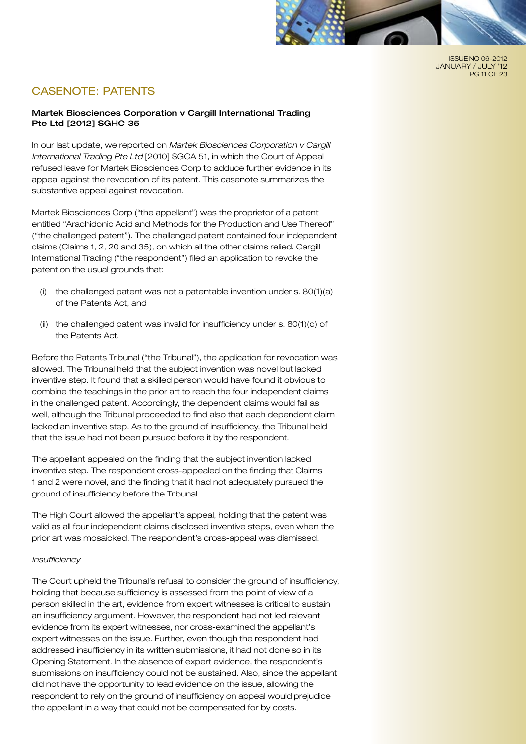## CASENOTE: PATENTS

### Martek Biosciences Corporation v Cargill International Trading Pte Ltd [2012] SGHC 35

In our last update, we reported on *Martek Biosciences Corporation v Cargill International Trading Pte Ltd* [2010] SGCA 51, in which the Court of Appeal refused leave for Martek Biosciences Corp to adduce further evidence in its appeal against the revocation of its patent. This casenote summarizes the substantive appeal against revocation.

Martek Biosciences Corp ("the appellant") was the proprietor of a patent entitled "Arachidonic Acid and Methods for the Production and Use Thereof" ("the challenged patent"). The challenged patent contained four independent claims (Claims 1, 2, 20 and 35), on which all the other claims relied. Cargill International Trading ("the respondent") filed an application to revoke the patent on the usual grounds that:

(i) the challenged patent was not a patentable invention under s. 80(1)(a) of the Patents Act, and

(ii) the challenged patent was invalid for insufficiency under s. 80(1)(c) of the Patents Act.

Before the Patents Tribunal ("the Tribunal"), the application for revocation was allowed. The Tribunal held that the subject invention was novel but lacked inventive step. It found that a skilled person would have found it obvious to combine the teachings in the prior art to reach the four independent claims in the challenged patent. Accordingly, the dependent claims would fail as well, although the Tribunal proceeded to find also that each dependent claim lacked an inventive step. As to the ground of insufficiency, the Tribunal held that the issue had not been pursued before it by the respondent.

The appellant appealed on the finding that the subject invention lacked inventive step. The respondent cross-appealed on the finding that Claims 1 and 2 were novel, and the finding that it had not adequately pursued the ground of insufficiency before the Tribunal.

The High Court allowed the appellant's appeal, holding that the patent was valid as all four independent claims disclosed inventive steps, even when the prior art was mosaicked. The respondent's cross-appeal was dismissed.

*Insufficiency*

The Court upheld the Tribunal's refusal to consider the ground of insufficiency, holding that because sufficiency is assessed from the point of view of a person skilled in the art, evidence from expert witnesses is critical to sustain an insufficiency argument. However, the respondent had not led relevant evidence from its expert witnesses, nor cross-examined the appellant's expert witnesses on the issue. Further, even though the respondent had addressed insufficiency in its written submissions, it had not done so in its Opening Statement. In the absence of expert evidence, the respondent's submissions on insufficiency could not be sustained. Also, since the appellant did not have the opportunity to lead evidence on the issue, allowing the respondent to rely on the ground of insufficiency on appeal would prejudice the appellant in a way that could not be compensated for by costs.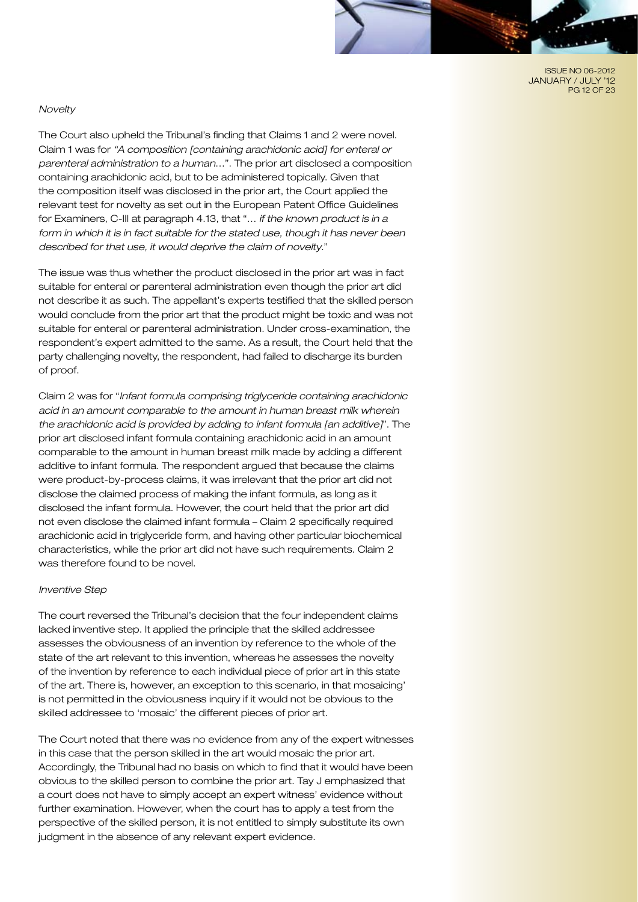*Novelty*

The Court also upheld the Tribunal's finding that Claims 1 and 2 were novel. Claim 1 was for *"A composition [containing arachidonic acid] for enteral or parenteral administration to a human..."*. The prior art disclosed a composition containing arachidonic acid, but to be administered topically. Given that the composition itself was disclosed in the prior art, the Court applied the relevant test for novelty as set out in the European Patent Office Guidelines for Examiners, C-III at paragraph 4.13, that "... *if the known product is in a form in which it is in fact suitable for the stated use, though it has never been described for that use, it would deprive the claim of novelty.*"

The issue was thus whether the product disclosed in the prior art was in fact suitable for enteral or parenteral administration even though the prior art did not describe it as such. The appellant's experts testified that the skilled person would conclude from the prior art that the product might be toxic and was not suitable for enteral or parenteral administration. Under cross-examination, the respondent's expert admitted to the same. As a result, the Court held that the party challenging novelty, the respondent, had failed to discharge its burden of proof.

Claim 2 was for "*Infant formula comprising triglyceride containing arachidonic acid in an amount comparable to the amount in human breast milk wherein the arachidonic acid is provided by adding to infant formula [an additive]*". The prior art disclosed infant formula containing arachidonic acid in an amount comparable to the amount in human breast milk made by adding a different additive to infant formula. The respondent argued that because the claims were product-by-process claims, it was irrelevant that the prior art did not disclose the claimed process of making the infant formula, as long as it disclosed the infant formula. However, the court held that the prior art did not even disclose the claimed infant formula – Claim 2 specifically required arachidonic acid in triglyceride form, and having other particular biochemical characteristics, while the prior art did not have such requirements. Claim 2 was therefore found to be novel.

*Inventive Step*

The court reversed the Tribunal's decision that the four independent claims lacked inventive step. It applied the principle that the skilled addressee assesses the obviousness of an invention by reference to the whole of the state of the art relevant to this invention, whereas he assesses the novelty of the invention by reference to each individual piece of prior art in this state of the art. There is, however, an exception to this scenario, in that mosaicing' is not permitted in the obviousness inquiry if it would not be obvious to the skilled addressee to 'mosaic' the different pieces of prior art.

The Court noted that there was no evidence from any of the expert witnesses in this case that the person skilled in the art would mosaic the prior art. Accordingly, the Tribunal had no basis on which to find that it would have been obvious to the skilled person to combine the prior art. Tay J emphasized that a court does not have to simply accept an expert witness' evidence without further examination. However, when the court has to apply a test from the perspective of the skilled person, it is not entitled to simply substitute its own judgment in the absence of any relevant expert evidence.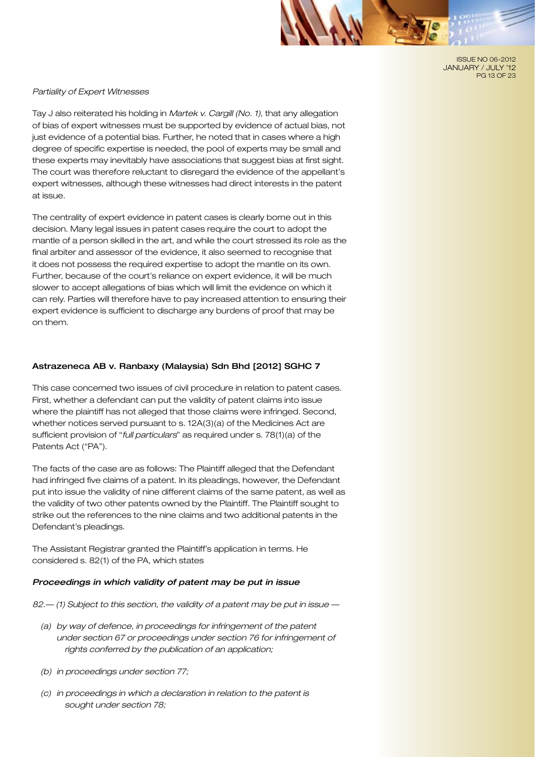*Partiality of Expert Witnesses*

Tay J also reiterated his holding in *Martek v. Cargill (No. 1),* that any allegation of bias of expert witnesses must be supported by evidence of actual bias, not just evidence of a potential bias. Further, he noted that in cases where a high degree of specific expertise is needed, the pool of experts may be small and these experts may inevitably have associations that suggest bias at first sight. The court was therefore reluctant to disregard the evidence of the appellant's expert witnesses, although these witnesses had direct interests in the patent at issue.

The centrality of expert evidence in patent cases is clearly borne out in this decision. Many legal issues in patent cases require the court to adopt the mantle of a person skilled in the art, and while the court stressed its role as the final arbiter and assessor of the evidence, it also seemed to recognise that it does not possess the required expertise to adopt the mantle on its own. Further, because of the court's reliance on expert evidence, it will be much slower to accept allegations of bias which will limit the evidence on which it can rely. Parties will therefore have to pay increased attention to ensuring their expert evidence is sufficient to discharge any burdens of proof that may be on them.

### Astrazeneca AB v. Ranbaxy (Malaysia) Sdn Bhd [2012] SGHC 7

This case concerned two issues of civil procedure in relation to patent cases. First, whether a defendant can put the validity of patent claims into issue where the plaintiff has not alleged that those claims were infringed. Second, whether notices served pursuant to s. 12A(3)(a) of the Medicines Act are sufficient provision of "*full particulars*" as required under s. 78(1)(a) of the Patents Act ("PA").

The facts of the case are as follows: The Plaintiff alleged that the Defendant had infringed five claims of a patent. In its pleadings, however, the Defendant put into issue the validity of nine different claims of the same patent, as well as the validity of two other patents owned by the Plaintiff. The Plaintiff sought to strike out the references to the nine claims and two additional patents in the Defendant's pleadings.

The Assistant Registrar granted the Plaintiff's application in terms. He considered s. 82(1) of the PA, which states

***Proceedings in which validity of patent may be put in issue***

*82.— (1) Subject to this section, the validity of a patent may be put in issue —*

- *(a) by way of defence, in proceedings for infringement of the patent under section 67 or proceedings under section 76 for infringement of rights conferred by the publication of an application;*
- *(b) in proceedings under section 77;*
- *(c) in proceedings in which a declaration in relation to the patent is sought under section 78;*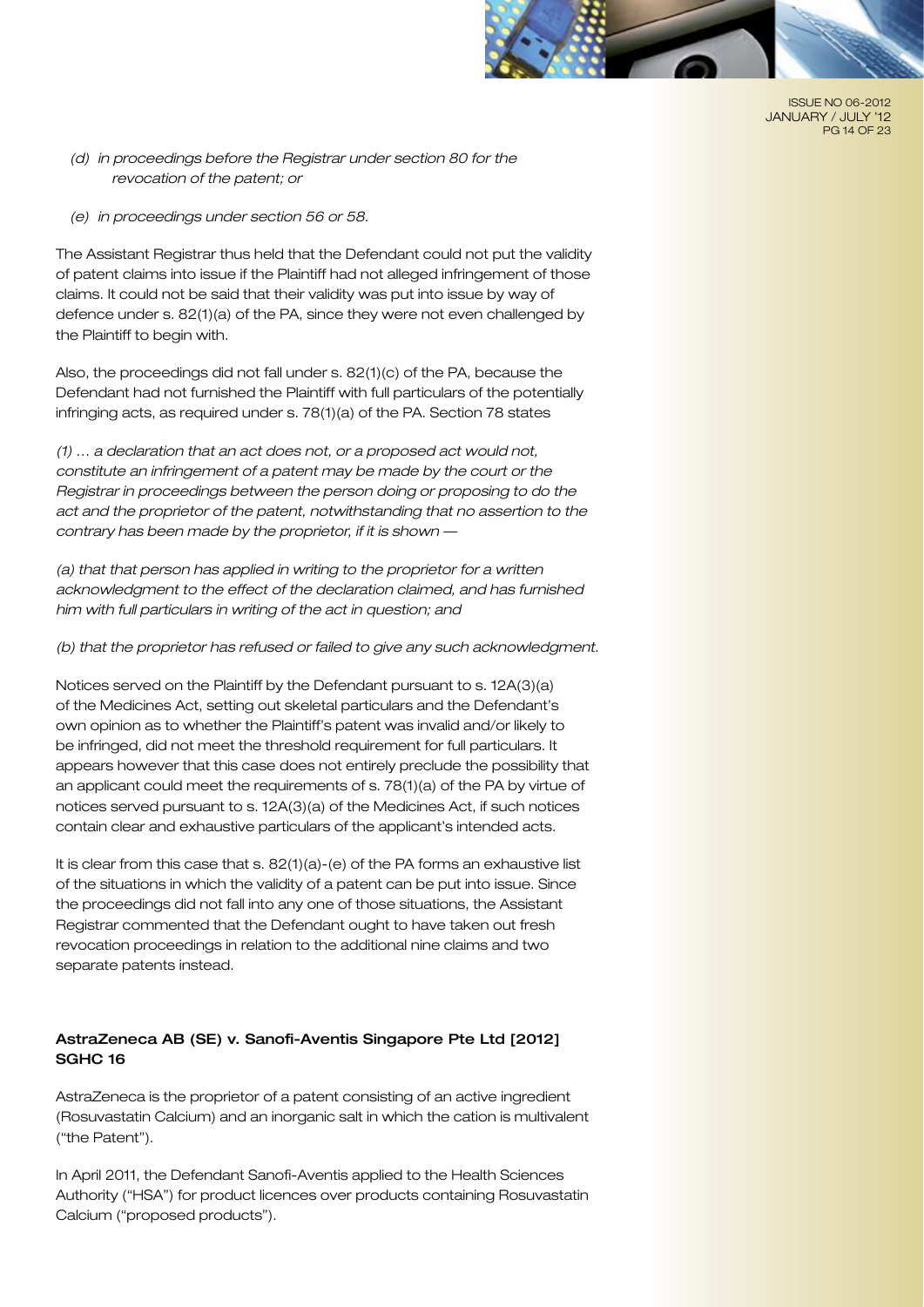*(d) in proceedings before the Registrar under section 80 for the revocation of the patent; or*

*(e) in proceedings under section 56 or 58.*

The Assistant Registrar thus held that the Defendant could not put the validity of patent claims into issue if the Plaintiff had not alleged infringement of those claims. It could not be said that their validity was put into issue by way of defence under s. 82(1)(a) of the PA, since they were not even challenged by the Plaintiff to begin with.

Also, the proceedings did not fall under s. 82(1)(c) of the PA, because the Defendant had not furnished the Plaintiff with full particulars of the potentially infringing acts, as required under s. 78(1)(a) of the PA. Section 78 states

*(1) ... a declaration that an act does not, or a proposed act would not, constitute an infringement of a patent may be made by the court or the Registrar in proceedings between the person doing or proposing to do the act and the proprietor of the patent, notwithstanding that no assertion to the contrary has been made by the proprietor, if it is shown —*

*(a) that that person has applied in writing to the proprietor for a written acknowledgment to the effect of the declaration claimed, and has furnished him with full particulars in writing of the act in question; and*

*(b) that the proprietor has refused or failed to give any such acknowledgment.*

Notices served on the Plaintiff by the Defendant pursuant to s. 12A(3)(a) of the Medicines Act, setting out skeletal particulars and the Defendant's own opinion as to whether the Plaintiff's patent was invalid and/or likely to be infringed, did not meet the threshold requirement for full particulars. It appears however that this case does not entirely preclude the possibility that an applicant could meet the requirements of s. 78(1)(a) of the PA by virtue of notices served pursuant to s. 12A(3)(a) of the Medicines Act, if such notices contain clear and exhaustive particulars of the applicant's intended acts.

It is clear from this case that s. 82(1)(a)-(e) of the PA forms an exhaustive list of the situations in which the validity of a patent can be put into issue. Since the proceedings did not fall into any one of those situations, the Assistant Registrar commented that the Defendant ought to have taken out fresh revocation proceedings in relation to the additional nine claims and two separate patents instead.

### AstraZeneca AB (SE) v. Sanofi-Aventis Singapore Pte Ltd [2012] SGHC 16

AstraZeneca is the proprietor of a patent consisting of an active ingredient (Rosuvastatin Calcium) and an inorganic salt in which the cation is multivalent ("the Patent").

In April 2011, the Defendant Sanofi-Aventis applied to the Health Sciences Authority ("HSA") for product licences over products containing Rosuvastatin Calcium ("proposed products").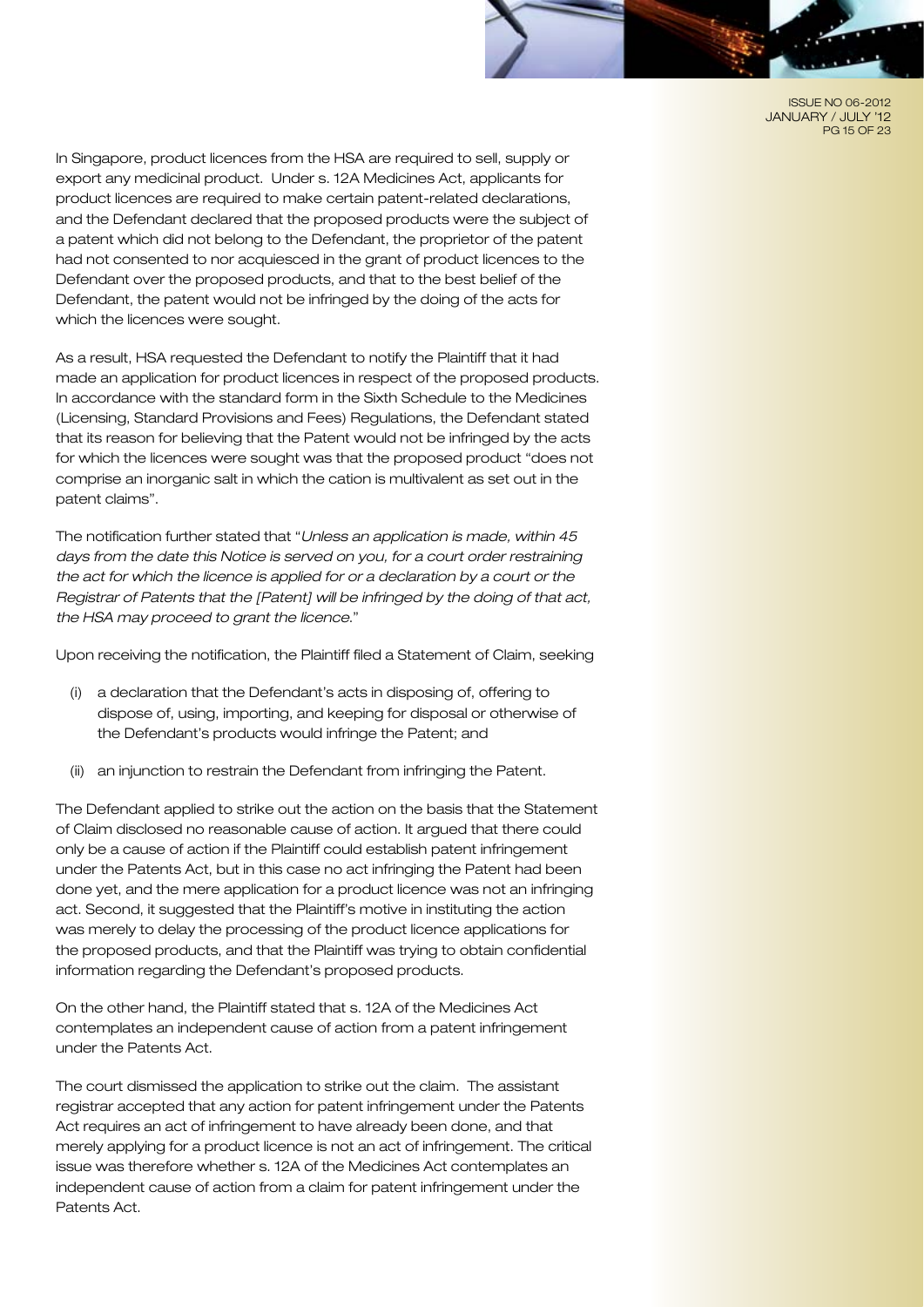In Singapore, product licences from the HSA are required to sell, supply or export any medicinal product. Under s. 12A Medicines Act, applicants for product licences are required to make certain patent-related declarations, and the Defendant declared that the proposed products were the subject of a patent which did not belong to the Defendant, the proprietor of the patent had not consented to nor acquiesced in the grant of product licences to the Defendant over the proposed products, and that to the best belief of the Defendant, the patent would not be infringed by the doing of the acts for which the licences were sought.

As a result, HSA requested the Defendant to notify the Plaintiff that it had made an application for product licences in respect of the proposed products. In accordance with the standard form in the Sixth Schedule to the Medicines (Licensing, Standard Provisions and Fees) Regulations, the Defendant stated that its reason for believing that the Patent would not be infringed by the acts for which the licences were sought was that the proposed product "does not comprise an inorganic salt in which the cation is multivalent as set out in the patent claims".

The notification further stated that "*Unless an application is made, within 45 days from the date this Notice is served on you, for a court order restraining the act for which the licence is applied for or a declaration by a court or the Registrar of Patents that the [Patent] will be infringed by the doing of that act, the HSA may proceed to grant the licence*."

Upon receiving the notification, the Plaintiff filed a Statement of Claim, seeking

(i) a declaration that the Defendant's acts in disposing of, offering to dispose of, using, importing, and keeping for disposal or otherwise of the Defendant's products would infringe the Patent; and

(ii) an injunction to restrain the Defendant from infringing the Patent.

The Defendant applied to strike out the action on the basis that the Statement of Claim disclosed no reasonable cause of action. It argued that there could only be a cause of action if the Plaintiff could establish patent infringement under the Patents Act, but in this case no act infringing the Patent had been done yet, and the mere application for a product licence was not an infringing act. Second, it suggested that the Plaintiff's motive in instituting the action was merely to delay the processing of the product licence applications for the proposed products, and that the Plaintiff was trying to obtain confidential information regarding the Defendant's proposed products.

On the other hand, the Plaintiff stated that s. 12A of the Medicines Act contemplates an independent cause of action from a patent infringement under the Patents Act.

The court dismissed the application to strike out the claim. The assistant registrar accepted that any action for patent infringement under the Patents Act requires an act of infringement to have already been done, and that merely applying for a product licence is not an act of infringement. The critical issue was therefore whether s. 12A of the Medicines Act contemplates an independent cause of action from a claim for patent infringement under the Patents Act.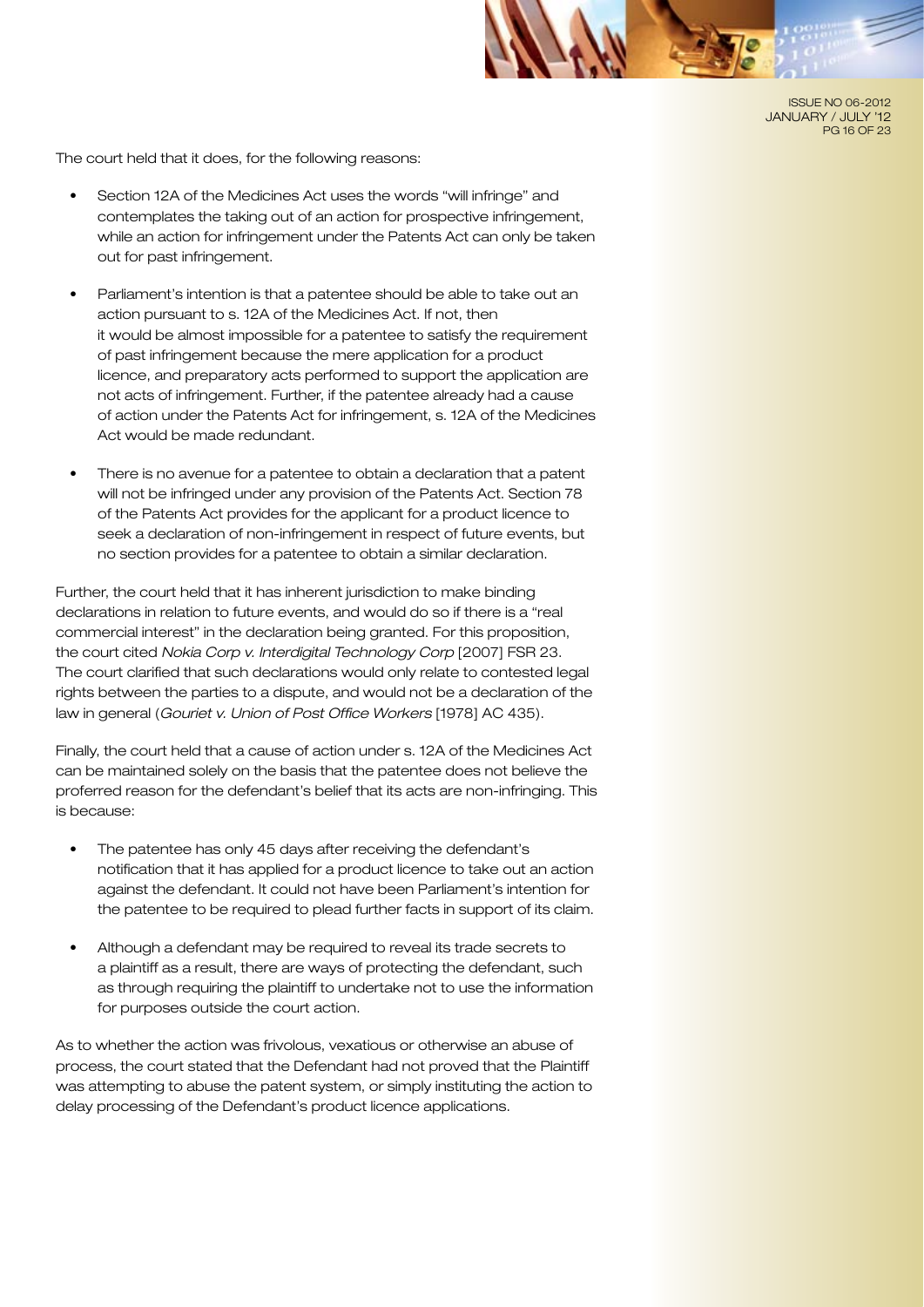The court held that it does, for the following reasons:

- Section 12A of the Medicines Act uses the words "will infringe" and contemplates the taking out of an action for prospective infringement, while an action for infringement under the Patents Act can only be taken out for past infringement.
- Parliament's intention is that a patentee should be able to take out an action pursuant to s. 12A of the Medicines Act. If not, then it would be almost impossible for a patentee to satisfy the requirement of past infringement because the mere application for a product licence, and preparatory acts performed to support the application are not acts of infringement. Further, if the patentee already had a cause of action under the Patents Act for infringement, s. 12A of the Medicines Act would be made redundant.
- There is no avenue for a patentee to obtain a declaration that a patent will not be infringed under any provision of the Patents Act. Section 78 of the Patents Act provides for the applicant for a product licence to seek a declaration of non-infringement in respect of future events, but no section provides for a patentee to obtain a similar declaration.

Further, the court held that it has inherent jurisdiction to make binding declarations in relation to future events, and would do so if there is a "real commercial interest" in the declaration being granted. For this proposition, the court cited *Nokia Corp v. Interdigital Technology Corp* [2007] FSR 23. The court clarified that such declarations would only relate to contested legal rights between the parties to a dispute, and would not be a declaration of the law in general (*Gouriet v. Union of Post Office Workers* [1978] AC 435).

Finally, the court held that a cause of action under s. 12A of the Medicines Act can be maintained solely on the basis that the patentee does not believe the proferred reason for the defendant's belief that its acts are non-infringing. This is because:

- The patentee has only 45 days after receiving the defendant's notification that it has applied for a product licence to take out an action against the defendant. It could not have been Parliament's intention for the patentee to be required to plead further facts in support of its claim.
- Although a defendant may be required to reveal its trade secrets to a plaintiff as a result, there are ways of protecting the defendant, such as through requiring the plaintiff to undertake not to use the information for purposes outside the court action.

As to whether the action was frivolous, vexatious or otherwise an abuse of process, the court stated that the Defendant had not proved that the Plaintiff was attempting to abuse the patent system, or simply instituting the action to delay processing of the Defendant's product licence applications.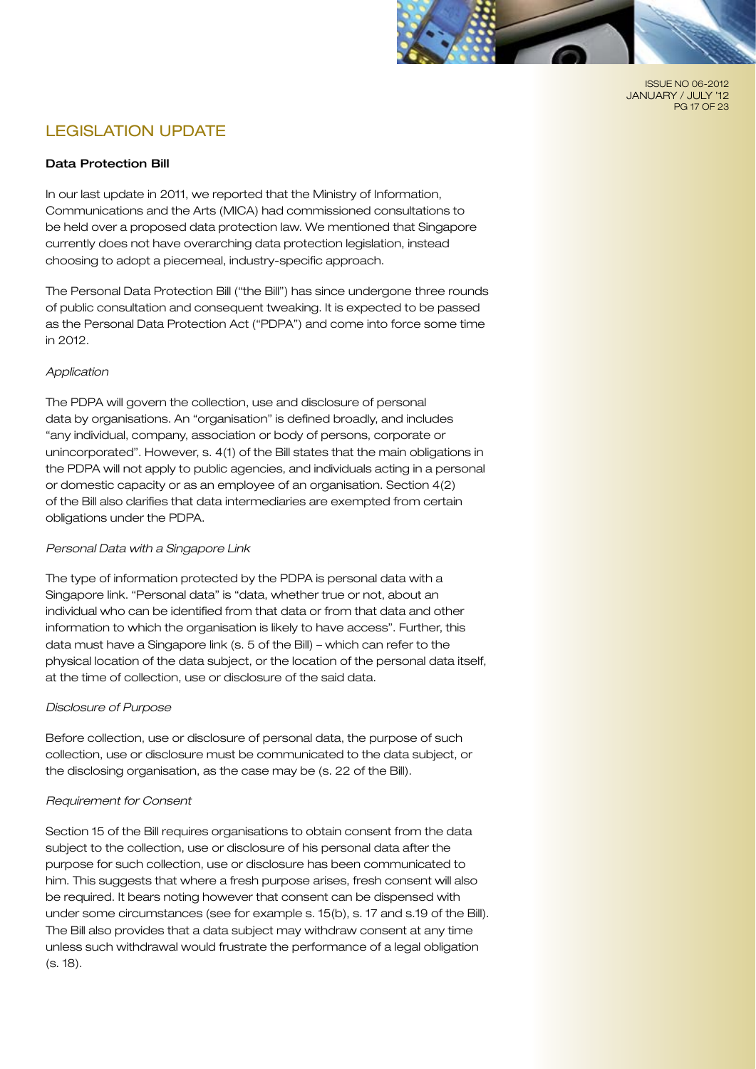## LEGISLATION UPDATE

### Data Protection Bill

In our last update in 2011, we reported that the Ministry of Information, Communications and the Arts (MICA) had commissioned consultations to be held over a proposed data protection law. We mentioned that Singapore currently does not have overarching data protection legislation, instead choosing to adopt a piecemeal, industry-specific approach.

The Personal Data Protection Bill ("the Bill") has since undergone three rounds of public consultation and consequent tweaking. It is expected to be passed as the Personal Data Protection Act ("PDPA") and come into force some time in 2012.

*Application*

The PDPA will govern the collection, use and disclosure of personal data by organisations. An "organisation" is defined broadly, and includes "any individual, company, association or body of persons, corporate or unincorporated". However, s. 4(1) of the Bill states that the main obligations in the PDPA will not apply to public agencies, and individuals acting in a personal or domestic capacity or as an employee of an organisation. Section 4(2) of the Bill also clarifies that data intermediaries are exempted from certain obligations under the PDPA.

*Personal Data with a Singapore Link*

The type of information protected by the PDPA is personal data with a Singapore link. "Personal data" is "data, whether true or not, about an individual who can be identified from that data or from that data and other information to which the organisation is likely to have access". Further, this data must have a Singapore link (s. 5 of the Bill) – which can refer to the physical location of the data subject, or the location of the personal data itself, at the time of collection, use or disclosure of the said data.

*Disclosure of Purpose*

Before collection, use or disclosure of personal data, the purpose of such collection, use or disclosure must be communicated to the data subject, or the disclosing organisation, as the case may be (s. 22 of the Bill).

*Requirement for Consent*

Section 15 of the Bill requires organisations to obtain consent from the data subject to the collection, use or disclosure of his personal data after the purpose for such collection, use or disclosure has been communicated to him. This suggests that where a fresh purpose arises, fresh consent will also be required. It bears noting however that consent can be dispensed with under some circumstances (see for example s. 15(b), s. 17 and s.19 of the Bill). The Bill also provides that a data subject may withdraw consent at any time unless such withdrawal would frustrate the performance of a legal obligation (s. 18).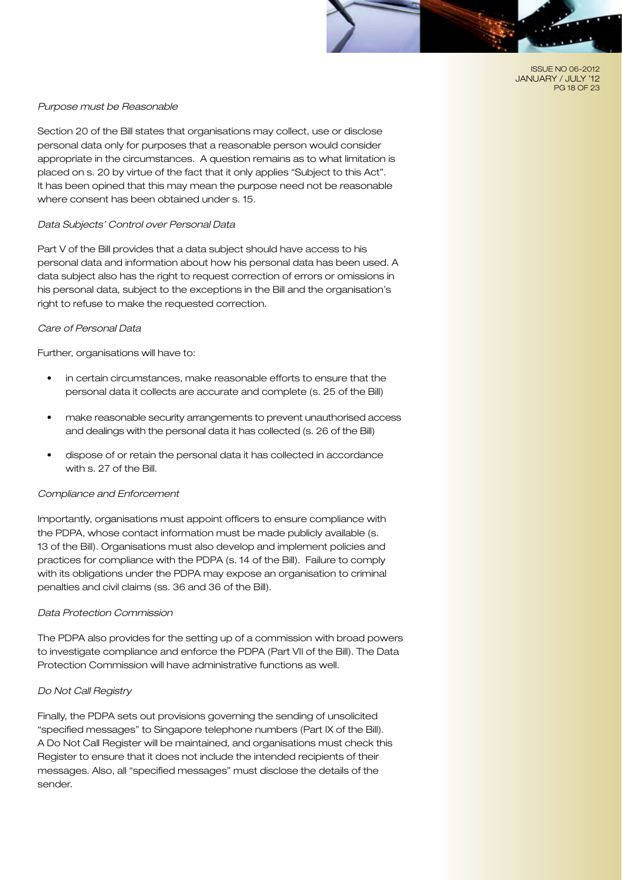*Purpose must be Reasonable*

Section 20 of the Bill states that organisations may collect, use or disclose personal data only for purposes that a reasonable person would consider appropriate in the circumstances. A question remains as to what limitation is placed on s. 20 by virtue of the fact that it only applies "Subject to this Act". It has been opined that this may mean the purpose need not be reasonable where consent has been obtained under s. 15.

*Data Subjects' Control over Personal Data*

Part V of the Bill provides that a data subject should have access to his personal data and information about how his personal data has been used. A data subject also has the right to request correction of errors or omissions in his personal data, subject to the exceptions in the Bill and the organisation's right to refuse to make the requested correction.

*Care of Personal Data*

Further, organisations will have to:

- in certain circumstances, make reasonable efforts to ensure that the personal data it collects are accurate and complete (s. 25 of the Bill)
- make reasonable security arrangements to prevent unauthorised access and dealings with the personal data it has collected (s. 26 of the Bill)
- dispose of or retain the personal data it has collected in accordance with s. 27 of the Bill.

*Compliance and Enforcement*

Importantly, organisations must appoint officers to ensure compliance with the PDPA, whose contact information must be made publicly available (s. 13 of the Bill). Organisations must also develop and implement policies and practices for compliance with the PDPA (s. 14 of the Bill). Failure to comply with its obligations under the PDPA may expose an organisation to criminal penalties and civil claims (ss. 36 and 36 of the Bill).

*Data Protection Commission*

The PDPA also provides for the setting up of a commission with broad powers to investigate compliance and enforce the PDPA (Part VII of the Bill). The Data Protection Commission will have administrative functions as well.

*Do Not Call Registry*

Finally, the PDPA sets out provisions governing the sending of unsolicited "specified messages" to Singapore telephone numbers (Part IX of the Bill). A Do Not Call Register will be maintained, and organisations must check this Register to ensure that it does not include the intended recipients of their messages. Also, all "specified messages" must disclose the details of the sender.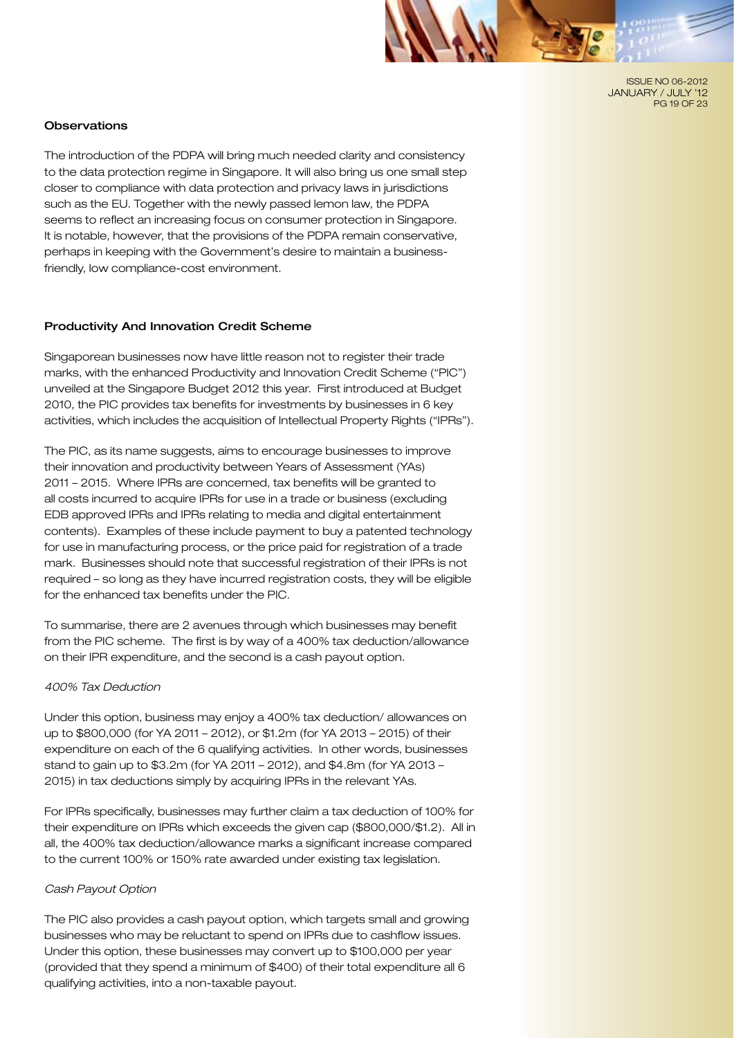### Observations

The introduction of the PDPA will bring much needed clarity and consistency to the data protection regime in Singapore. It will also bring us one small step closer to compliance with data protection and privacy laws in jurisdictions such as the EU. Together with the newly passed lemon law, the PDPA seems to reflect an increasing focus on consumer protection in Singapore. It is notable, however, that the provisions of the PDPA remain conservative, perhaps in keeping with the Government's desire to maintain a business-friendly, low compliance-cost environment.

### Productivity And Innovation Credit Scheme

Singaporean businesses now have little reason not to register their trade marks, with the enhanced Productivity and Innovation Credit Scheme ("PIC") unveiled at the Singapore Budget 2012 this year. First introduced at Budget 2010, the PIC provides tax benefits for investments by businesses in 6 key activities, which includes the acquisition of Intellectual Property Rights ("IPRs").

The PIC, as its name suggests, aims to encourage businesses to improve their innovation and productivity between Years of Assessment (YAs) 2011 – 2015. Where IPRs are concerned, tax benefits will be granted to all costs incurred to acquire IPRs for use in a trade or business (excluding EDB approved IPRs and IPRs relating to media and digital entertainment contents). Examples of these include payment to buy a patented technology for use in manufacturing process, or the price paid for registration of a trade mark. Businesses should note that successful registration of their IPRs is not required – so long as they have incurred registration costs, they will be eligible for the enhanced tax benefits under the PIC.

To summarise, there are 2 avenues through which businesses may benefit from the PIC scheme. The first is by way of a 400% tax deduction/allowance on their IPR expenditure, and the second is a cash payout option.

*400% Tax Deduction*

Under this option, business may enjoy a 400% tax deduction/ allowances on up to $800,000 (for YA 2011 – 2012), or $1.2m (for YA 2013 – 2015) of their expenditure on each of the 6 qualifying activities. In other words, businesses stand to gain up to $3.2m (for YA 2011 – 2012), and $4.8m (for YA 2013 – 2015) in tax deductions simply by acquiring IPRs in the relevant YAs.

For IPRs specifically, businesses may further claim a tax deduction of 100% for their expenditure on IPRs which exceeds the given cap ($800,000/$1.2). All in all, the 400% tax deduction/allowance marks a significant increase compared to the current 100% or 150% rate awarded under existing tax legislation.

*Cash Payout Option*

The PIC also provides a cash payout option, which targets small and growing businesses who may be reluctant to spend on IPRs due to cashflow issues. Under this option, these businesses may convert up to $100,000 per year (provided that they spend a minimum of $400) of their total expenditure all 6 qualifying activities, into a non-taxable payout.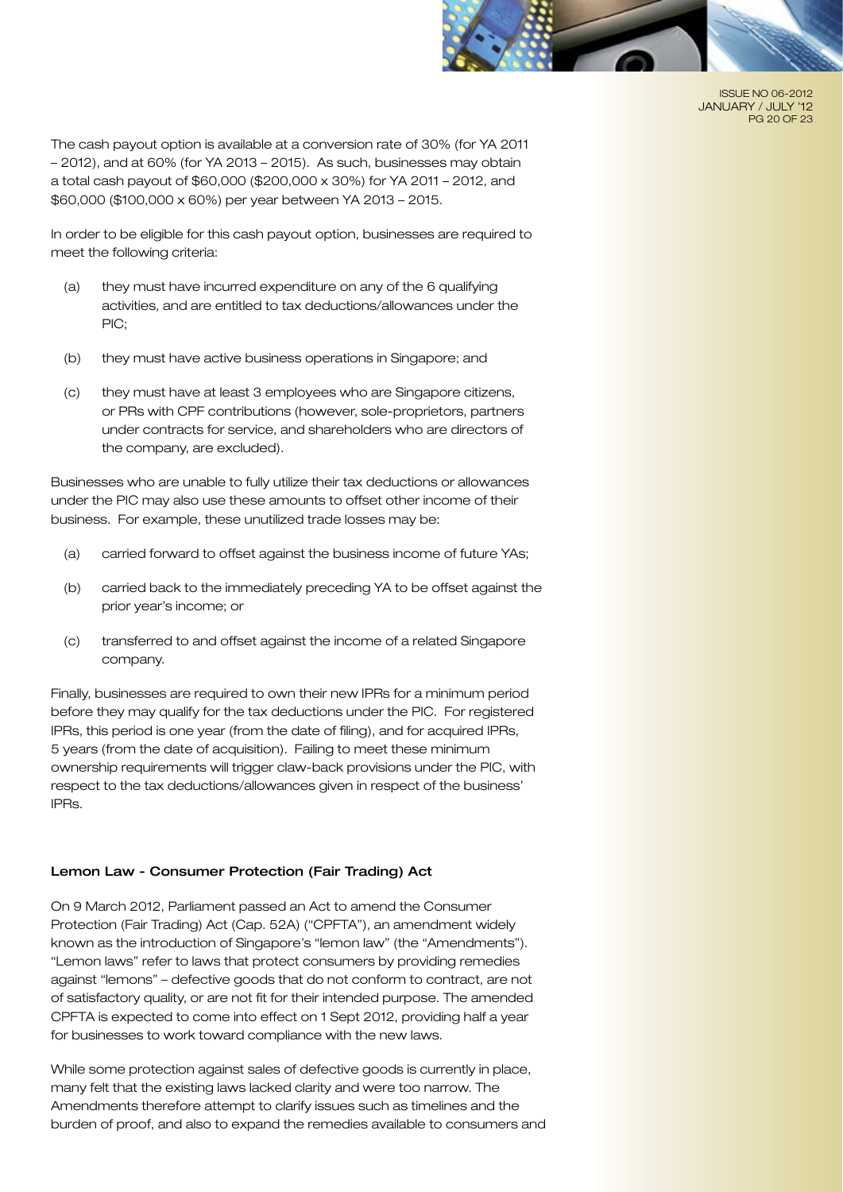The cash payout option is available at a conversion rate of 30% (for YA 2011 – 2012), and at 60% (for YA 2013 – 2015). As such, businesses may obtain a total cash payout of $60,000 ($200,000 x 30%) for YA 2011 – 2012, and $60,000 ($100,000 x 60%) per year between YA 2013 – 2015.

In order to be eligible for this cash payout option, businesses are required to meet the following criteria:

(a) they must have incurred expenditure on any of the 6 qualifying activities, and are entitled to tax deductions/allowances under the PIC;

(b) they must have active business operations in Singapore; and

(c) they must have at least 3 employees who are Singapore citizens, or PRs with CPF contributions (however, sole-proprietors, partners under contracts for service, and shareholders who are directors of the company, are excluded).

Businesses who are unable to fully utilize their tax deductions or allowances under the PIC may also use these amounts to offset other income of their business. For example, these unutilized trade losses may be:

(a) carried forward to offset against the business income of future YAs;

(b) carried back to the immediately preceding YA to be offset against the prior year's income; or

(c) transferred to and offset against the income of a related Singapore company.

Finally, businesses are required to own their new IPRs for a minimum period before they may qualify for the tax deductions under the PIC. For registered IPRs, this period is one year (from the date of filing), and for acquired IPRs, 5 years (from the date of acquisition). Failing to meet these minimum ownership requirements will trigger claw-back provisions under the PIC, with respect to the tax deductions/allowances given in respect of the business' IPRs.

### Lemon Law - Consumer Protection (Fair Trading) Act

On 9 March 2012, Parliament passed an Act to amend the Consumer Protection (Fair Trading) Act (Cap. 52A) ("CPFTA"), an amendment widely known as the introduction of Singapore's "lemon law" (the "Amendments"). "Lemon laws" refer to laws that protect consumers by providing remedies against "lemons" – defective goods that do not conform to contract, are not of satisfactory quality, or are not fit for their intended purpose. The amended CPFTA is expected to come into effect on 1 Sept 2012, providing half a year for businesses to work toward compliance with the new laws.

While some protection against sales of defective goods is currently in place, many felt that the existing laws lacked clarity and were too narrow. The Amendments therefore attempt to clarify issues such as timelines and the burden of proof, and also to expand the remedies available to consumers and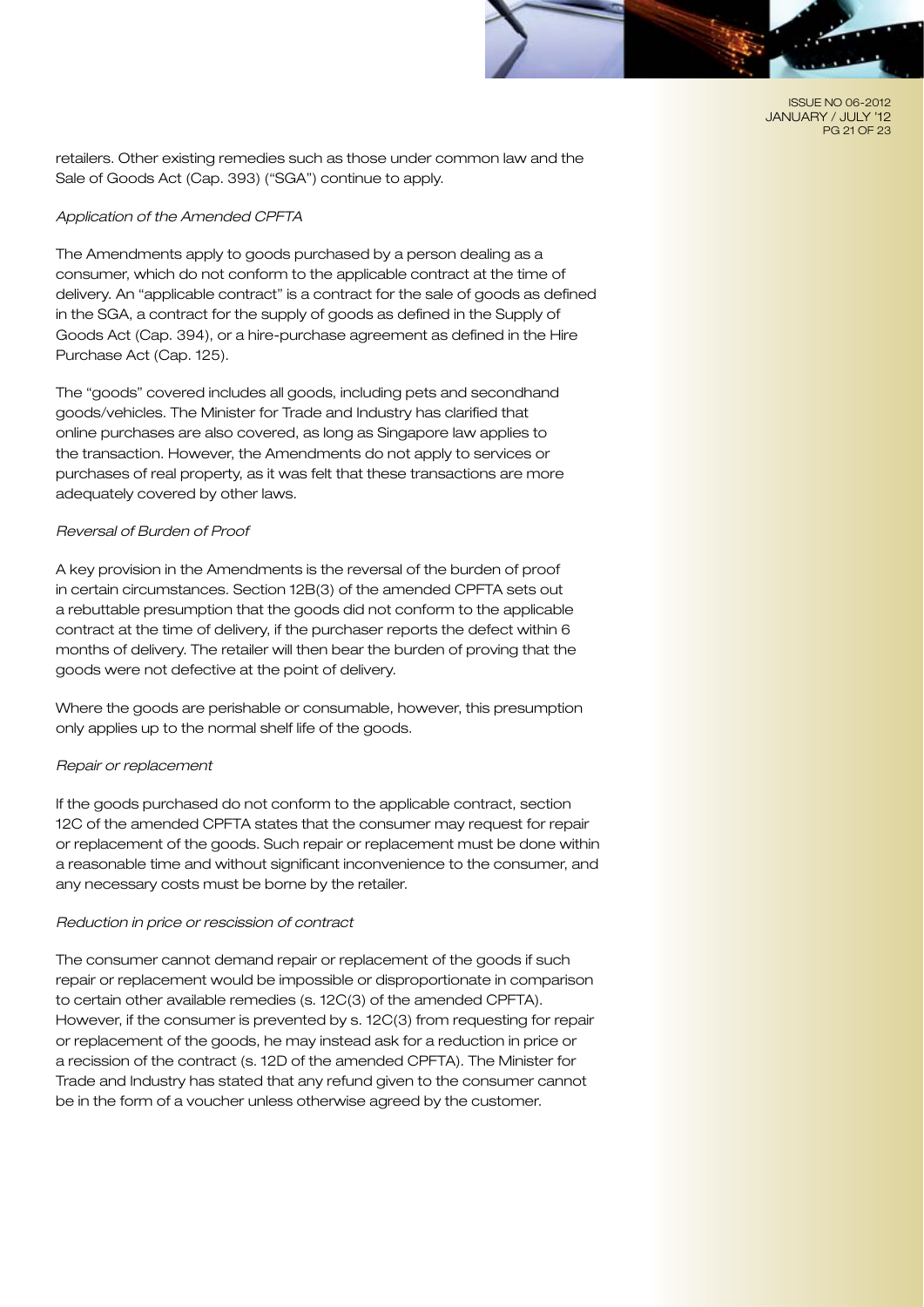retailers. Other existing remedies such as those under common law and the Sale of Goods Act (Cap. 393) ("SGA") continue to apply.

*Application of the Amended CPFTA*

The Amendments apply to goods purchased by a person dealing as a consumer, which do not conform to the applicable contract at the time of delivery. An "applicable contract" is a contract for the sale of goods as defined in the SGA, a contract for the supply of goods as defined in the Supply of Goods Act (Cap. 394), or a hire-purchase agreement as defined in the Hire Purchase Act (Cap. 125).

The "goods" covered includes all goods, including pets and secondhand goods/vehicles. The Minister for Trade and Industry has clarified that online purchases are also covered, as long as Singapore law applies to the transaction. However, the Amendments do not apply to services or purchases of real property, as it was felt that these transactions are more adequately covered by other laws.

*Reversal of Burden of Proof*

A key provision in the Amendments is the reversal of the burden of proof in certain circumstances. Section 12B(3) of the amended CPFTA sets out a rebuttable presumption that the goods did not conform to the applicable contract at the time of delivery, if the purchaser reports the defect within 6 months of delivery. The retailer will then bear the burden of proving that the goods were not defective at the point of delivery.

Where the goods are perishable or consumable, however, this presumption only applies up to the normal shelf life of the goods.

*Repair or replacement*

If the goods purchased do not conform to the applicable contract, section 12C of the amended CPFTA states that the consumer may request for repair or replacement of the goods. Such repair or replacement must be done within a reasonable time and without significant inconvenience to the consumer, and any necessary costs must be borne by the retailer.

*Reduction in price or rescission of contract*

The consumer cannot demand repair or replacement of the goods if such repair or replacement would be impossible or disproportionate in comparison to certain other available remedies (s. 12C(3) of the amended CPFTA). However, if the consumer is prevented by s. 12C(3) from requesting for repair or replacement of the goods, he may instead ask for a reduction in price or a recission of the contract (s. 12D of the amended CPFTA). The Minister for Trade and Industry has stated that any refund given to the consumer cannot be in the form of a voucher unless otherwise agreed by the customer.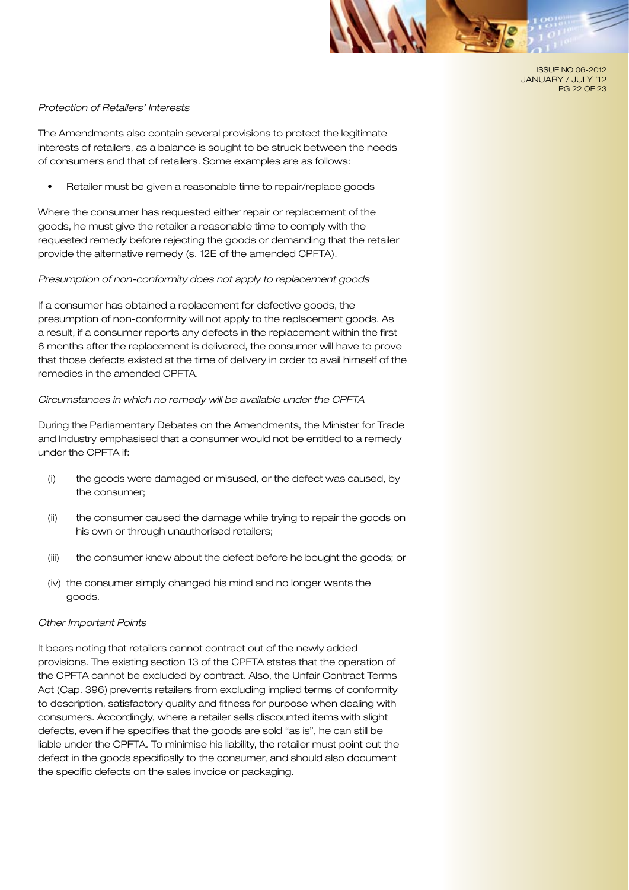*Protection of Retailers' Interests*

The Amendments also contain several provisions to protect the legitimate interests of retailers, as a balance is sought to be struck between the needs of consumers and that of retailers. Some examples are as follows:

- Retailer must be given a reasonable time to repair/replace goods

Where the consumer has requested either repair or replacement of the goods, he must give the retailer a reasonable time to comply with the requested remedy before rejecting the goods or demanding that the retailer provide the alternative remedy (s. 12E of the amended CPFTA).

*Presumption of non-conformity does not apply to replacement goods*

If a consumer has obtained a replacement for defective goods, the presumption of non-conformity will not apply to the replacement goods. As a result, if a consumer reports any defects in the replacement within the first 6 months after the replacement is delivered, the consumer will have to prove that those defects existed at the time of delivery in order to avail himself of the remedies in the amended CPFTA.

*Circumstances in which no remedy will be available under the CPFTA*

During the Parliamentary Debates on the Amendments, the Minister for Trade and Industry emphasised that a consumer would not be entitled to a remedy under the CPFTA if:

(i) the goods were damaged or misused, or the defect was caused, by the consumer;

(ii) the consumer caused the damage while trying to repair the goods on his own or through unauthorised retailers;

(iii) the consumer knew about the defect before he bought the goods; or

(iv) the consumer simply changed his mind and no longer wants the goods.

*Other Important Points*

It bears noting that retailers cannot contract out of the newly added provisions. The existing section 13 of the CPFTA states that the operation of the CPFTA cannot be excluded by contract. Also, the Unfair Contract Terms Act (Cap. 396) prevents retailers from excluding implied terms of conformity to description, satisfactory quality and fitness for purpose when dealing with consumers. Accordingly, where a retailer sells discounted items with slight defects, even if he specifies that the goods are sold "as is", he can still be liable under the CPFTA. To minimise his liability, the retailer must point out the defect in the goods specifically to the consumer, and should also document the specific defects on the sales invoice or packaging.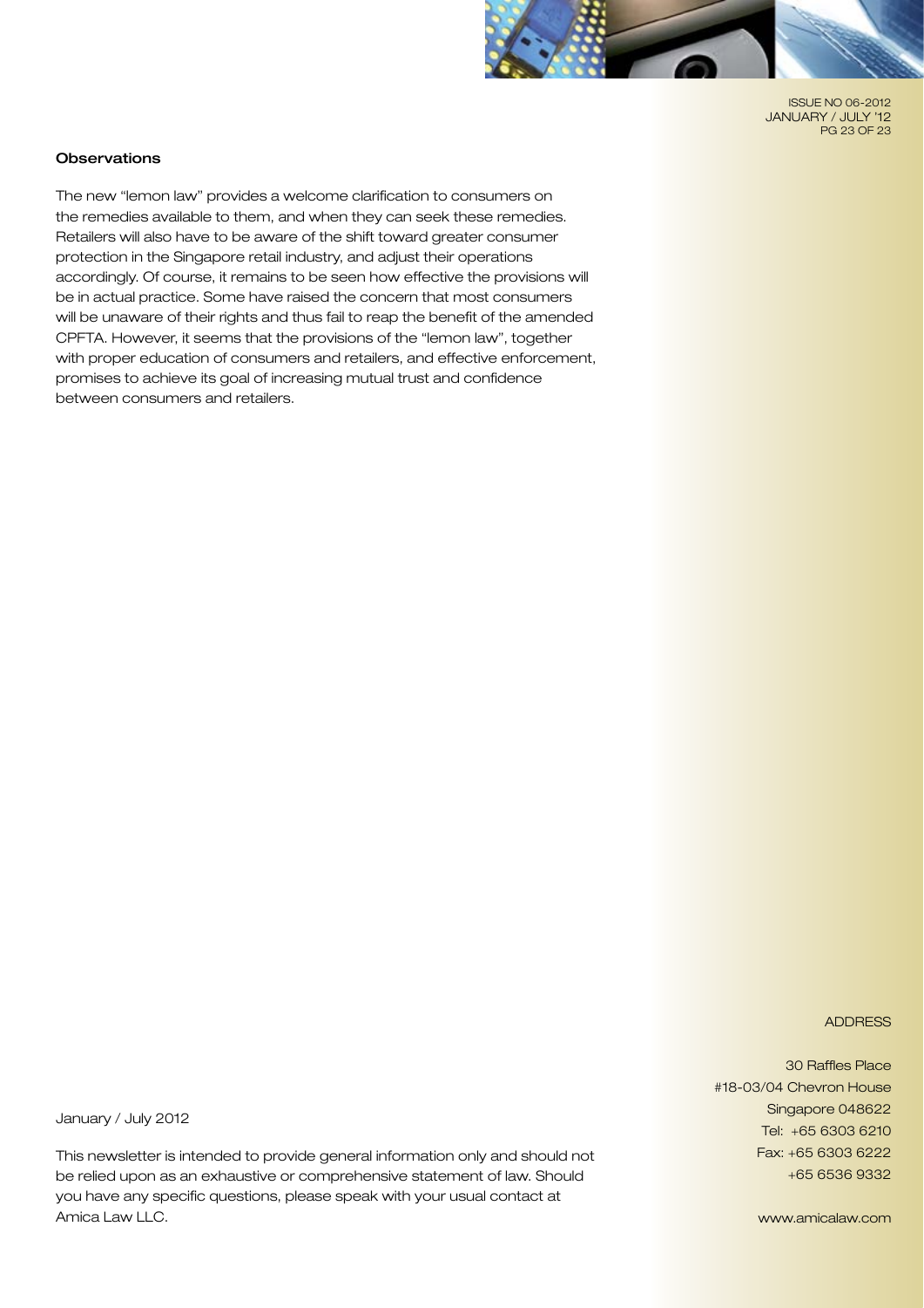### Observations

The new "lemon law" provides a welcome clarification to consumers on the remedies available to them, and when they can seek these remedies. Retailers will also have to be aware of the shift toward greater consumer protection in the Singapore retail industry, and adjust their operations accordingly. Of course, it remains to be seen how effective the provisions will be in actual practice. Some have raised the concern that most consumers will be unaware of their rights and thus fail to reap the benefit of the amended CPFTA. However, it seems that the provisions of the "lemon law", together with proper education of consumers and retailers, and effective enforcement, promises to achieve its goal of increasing mutual trust and confidence between consumers and retailers.

January / July 2012

This newsletter is intended to provide general information only and should not be relied upon as an exhaustive or comprehensive statement of law. Should you have any specific questions, please speak with your usual contact at Amica Law LLC.

ADDRESS

30 Raffles Place
#18-03/04 Chevron House
Singapore 048622
Tel: +65 6303 6210
Fax: +65 6303 6222
+65 6536 9332

www.amicalaw.com